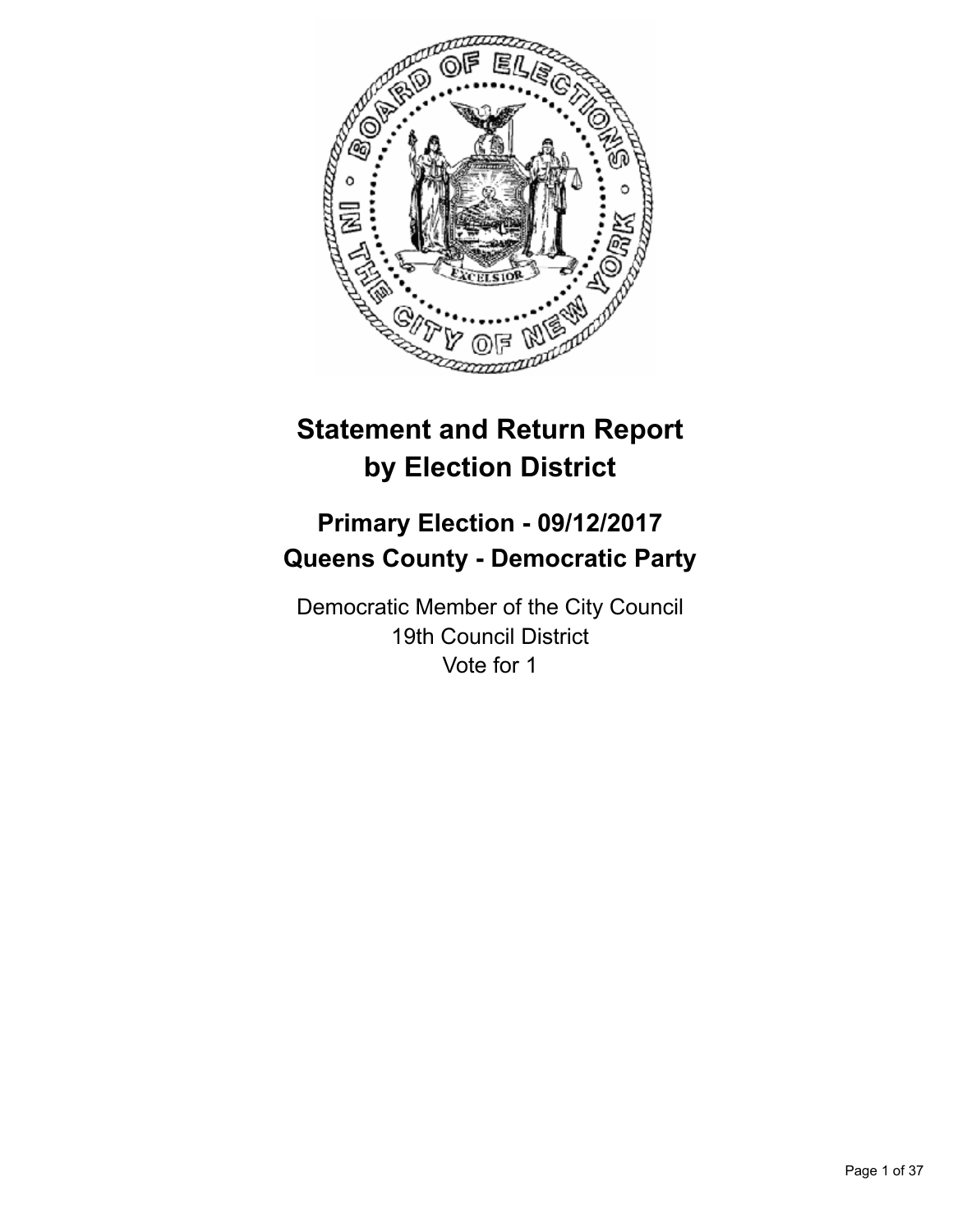# Statement and Return Report by Election District

## Primary Election - 09/12/2017
## Queens County - Democratic Party

Democratic Member of the City Council
19th Council District
Vote for 1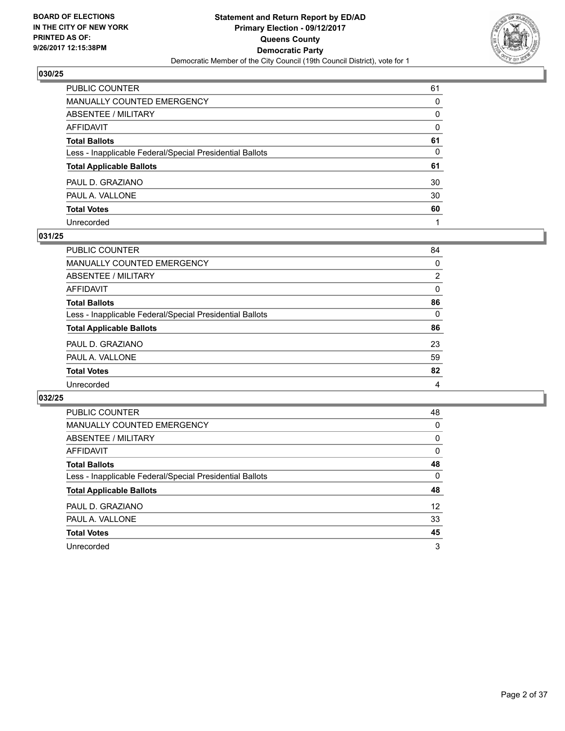**BOARD OF ELECTIONS IN THE CITY OF NEW YORK PRINTED AS OF: 9/26/2017 12:15:38PM**

**Statement and Return Report by ED/AD**
**Primary Election - 09/12/2017**
**Queens County**
**Democratic Party**
Democratic Member of the City Council (19th Council District), vote for 1

## 030/25

| | |
|---|---|
| PUBLIC COUNTER | 61 |
| MANUALLY COUNTED EMERGENCY | 0 |
| ABSENTEE / MILITARY | 0 |
| AFFIDAVIT | 0 |
| **Total Ballots** | **61** |
| Less - Inapplicable Federal/Special Presidential Ballots | 0 |
| **Total Applicable Ballots** | **61** |
| PAUL D. GRAZIANO | 30 |
| PAUL A. VALLONE | 30 |
| **Total Votes** | **60** |
| Unrecorded | 1 |

## 031/25

| | |
|---|---|
| PUBLIC COUNTER | 84 |
| MANUALLY COUNTED EMERGENCY | 0 |
| ABSENTEE / MILITARY | 2 |
| AFFIDAVIT | 0 |
| **Total Ballots** | **86** |
| Less - Inapplicable Federal/Special Presidential Ballots | 0 |
| **Total Applicable Ballots** | **86** |
| PAUL D. GRAZIANO | 23 |
| PAUL A. VALLONE | 59 |
| **Total Votes** | **82** |
| Unrecorded | 4 |

## 032/25

| | |
|---|---|
| PUBLIC COUNTER | 48 |
| MANUALLY COUNTED EMERGENCY | 0 |
| ABSENTEE / MILITARY | 0 |
| AFFIDAVIT | 0 |
| **Total Ballots** | **48** |
| Less - Inapplicable Federal/Special Presidential Ballots | 0 |
| **Total Applicable Ballots** | **48** |
| PAUL D. GRAZIANO | 12 |
| PAUL A. VALLONE | 33 |
| **Total Votes** | **45** |
| Unrecorded | 3 |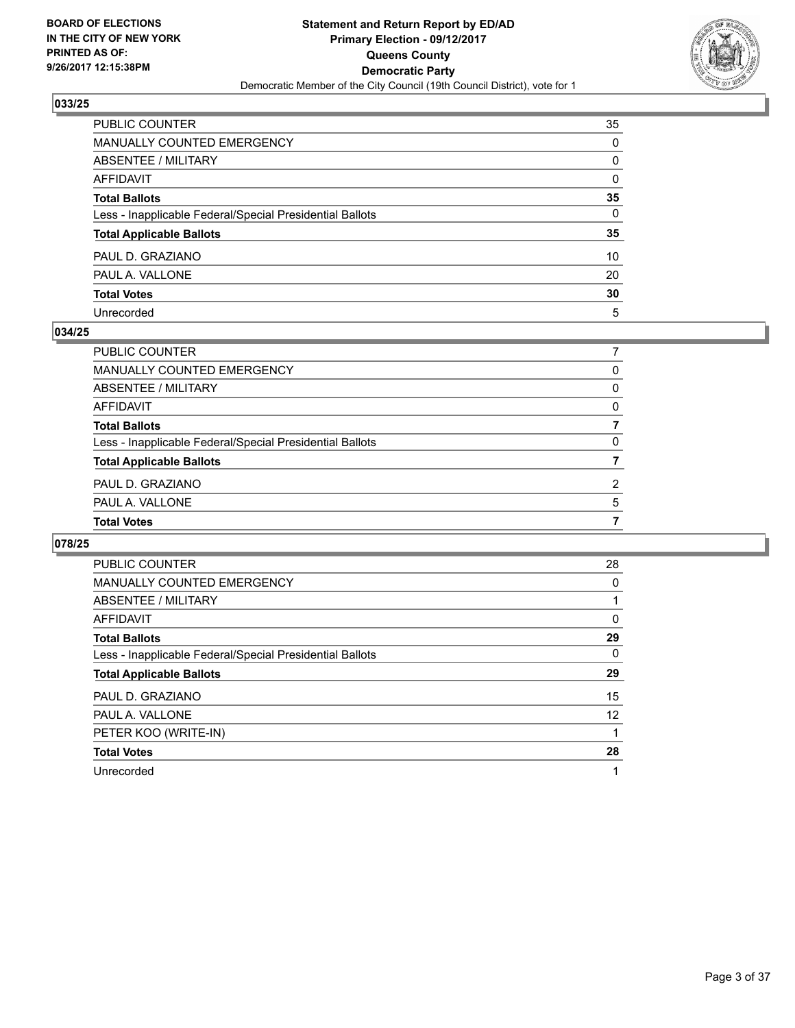**BOARD OF ELECTIONS**
**IN THE CITY OF NEW YORK**
**PRINTED AS OF:**
**9/26/2017 12:15:38PM**

**Statement and Return Report by ED/AD**
**Primary Election - 09/12/2017**
**Queens County**
**Democratic Party**
Democratic Member of the City Council (19th Council District), vote for 1

## 033/25

| | |
|---|---|
| PUBLIC COUNTER | 35 |
| MANUALLY COUNTED EMERGENCY | 0 |
| ABSENTEE / MILITARY | 0 |
| AFFIDAVIT | 0 |
| **Total Ballots** | **35** |
| Less - Inapplicable Federal/Special Presidential Ballots | 0 |
| **Total Applicable Ballots** | **35** |
| PAUL D. GRAZIANO | 10 |
| PAUL A. VALLONE | 20 |
| **Total Votes** | **30** |
| Unrecorded | 5 |

## 034/25

| | |
|---|---|
| PUBLIC COUNTER | 7 |
| MANUALLY COUNTED EMERGENCY | 0 |
| ABSENTEE / MILITARY | 0 |
| AFFIDAVIT | 0 |
| **Total Ballots** | **7** |
| Less - Inapplicable Federal/Special Presidential Ballots | 0 |
| **Total Applicable Ballots** | **7** |
| PAUL D. GRAZIANO | 2 |
| PAUL A. VALLONE | 5 |
| **Total Votes** | **7** |

## 078/25

| | |
|---|---|
| PUBLIC COUNTER | 28 |
| MANUALLY COUNTED EMERGENCY | 0 |
| ABSENTEE / MILITARY | 1 |
| AFFIDAVIT | 0 |
| **Total Ballots** | **29** |
| Less - Inapplicable Federal/Special Presidential Ballots | 0 |
| **Total Applicable Ballots** | **29** |
| PAUL D. GRAZIANO | 15 |
| PAUL A. VALLONE | 12 |
| PETER KOO (WRITE-IN) | 1 |
| **Total Votes** | **28** |
| Unrecorded | 1 |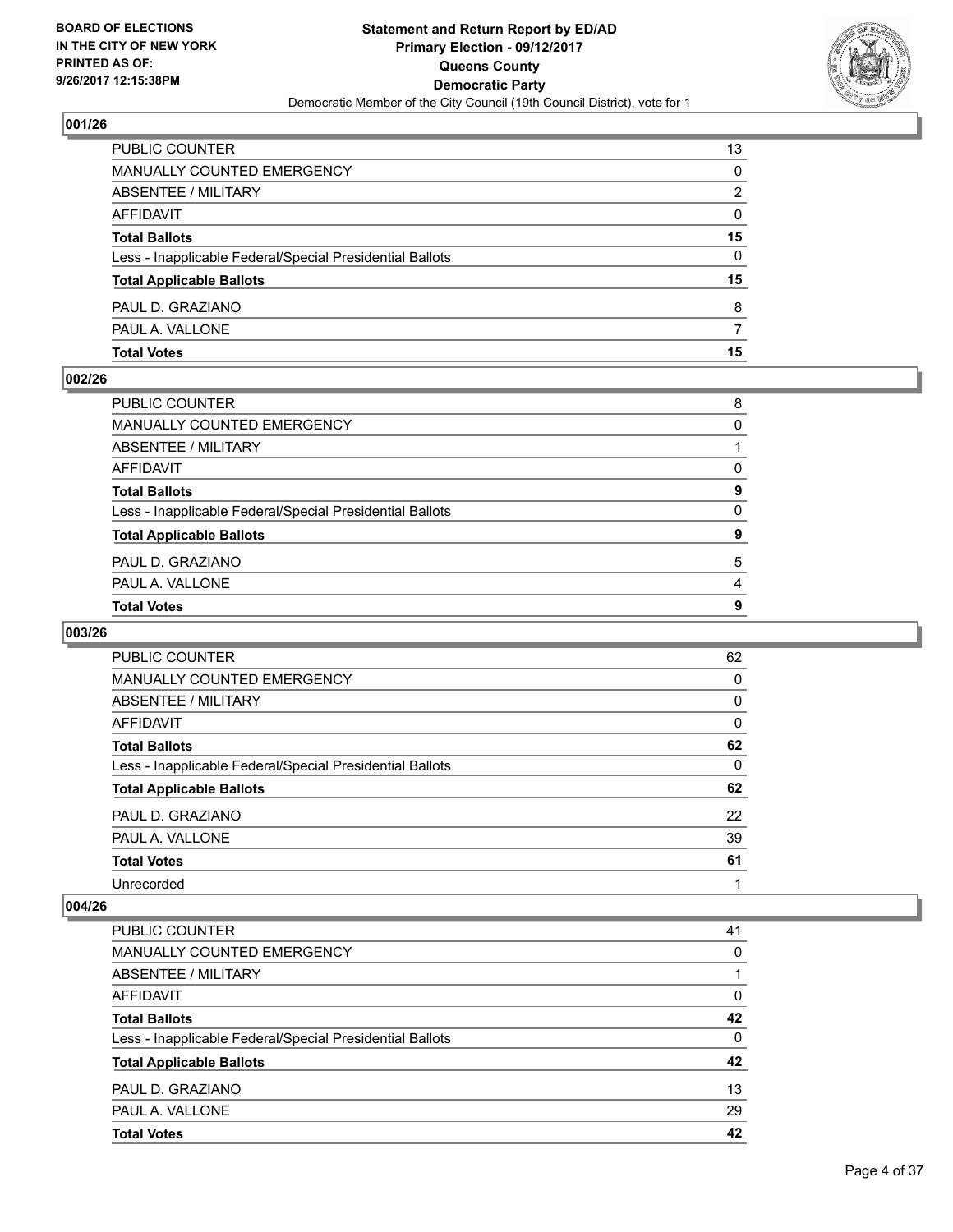**BOARD OF ELECTIONS IN THE CITY OF NEW YORK PRINTED AS OF: 9/26/2017 12:15:38PM**

**Statement and Return Report by ED/AD Primary Election - 09/12/2017 Queens County Democratic Party**

Democratic Member of the City Council (19th Council District), vote for 1

### 001/26

| | |
|---|---|
| PUBLIC COUNTER | 13 |
| MANUALLY COUNTED EMERGENCY | 0 |
| ABSENTEE / MILITARY | 2 |
| AFFIDAVIT | 0 |
| **Total Ballots** | **15** |
| Less - Inapplicable Federal/Special Presidential Ballots | 0 |
| **Total Applicable Ballots** | **15** |
| PAUL D. GRAZIANO | 8 |
| PAUL A. VALLONE | 7 |
| **Total Votes** | **15** |

### 002/26

| | |
|---|---|
| PUBLIC COUNTER | 8 |
| MANUALLY COUNTED EMERGENCY | 0 |
| ABSENTEE / MILITARY | 1 |
| AFFIDAVIT | 0 |
| **Total Ballots** | **9** |
| Less - Inapplicable Federal/Special Presidential Ballots | 0 |
| **Total Applicable Ballots** | **9** |
| PAUL D. GRAZIANO | 5 |
| PAUL A. VALLONE | 4 |
| **Total Votes** | **9** |

### 003/26

| | |
|---|---|
| PUBLIC COUNTER | 62 |
| MANUALLY COUNTED EMERGENCY | 0 |
| ABSENTEE / MILITARY | 0 |
| AFFIDAVIT | 0 |
| **Total Ballots** | **62** |
| Less - Inapplicable Federal/Special Presidential Ballots | 0 |
| **Total Applicable Ballots** | **62** |
| PAUL D. GRAZIANO | 22 |
| PAUL A. VALLONE | 39 |
| **Total Votes** | **61** |
| Unrecorded | 1 |

### 004/26

| | |
|---|---|
| PUBLIC COUNTER | 41 |
| MANUALLY COUNTED EMERGENCY | 0 |
| ABSENTEE / MILITARY | 1 |
| AFFIDAVIT | 0 |
| **Total Ballots** | **42** |
| Less - Inapplicable Federal/Special Presidential Ballots | 0 |
| **Total Applicable Ballots** | **42** |
| PAUL D. GRAZIANO | 13 |
| PAUL A. VALLONE | 29 |
| **Total Votes** | **42** |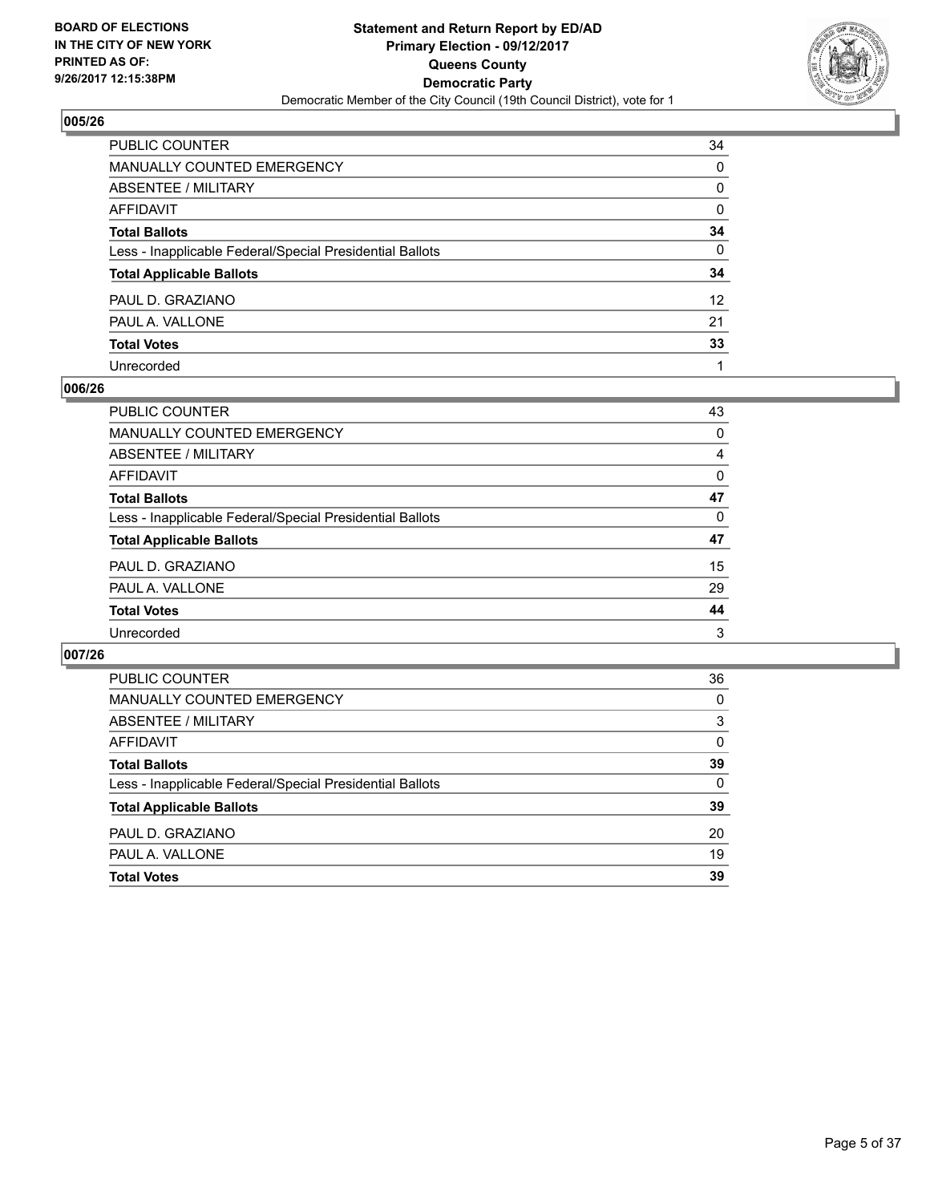BOARD OF ELECTIONS
IN THE CITY OF NEW YORK
PRINTED AS OF:
9/26/2017 12:15:38PM

**Statement and Return Report by ED/AD**
**Primary Election - 09/12/2017**
**Queens County**
**Democratic Party**
Democratic Member of the City Council (19th Council District), vote for 1

## 005/26

| | |
|---|---|
| PUBLIC COUNTER | 34 |
| MANUALLY COUNTED EMERGENCY | 0 |
| ABSENTEE / MILITARY | 0 |
| AFFIDAVIT | 0 |
| **Total Ballots** | **34** |
| Less - Inapplicable Federal/Special Presidential Ballots | 0 |
| **Total Applicable Ballots** | **34** |
| PAUL D. GRAZIANO | 12 |
| PAUL A. VALLONE | 21 |
| **Total Votes** | **33** |
| Unrecorded | 1 |

## 006/26

| | |
|---|---|
| PUBLIC COUNTER | 43 |
| MANUALLY COUNTED EMERGENCY | 0 |
| ABSENTEE / MILITARY | 4 |
| AFFIDAVIT | 0 |
| **Total Ballots** | **47** |
| Less - Inapplicable Federal/Special Presidential Ballots | 0 |
| **Total Applicable Ballots** | **47** |
| PAUL D. GRAZIANO | 15 |
| PAUL A. VALLONE | 29 |
| **Total Votes** | **44** |
| Unrecorded | 3 |

## 007/26

| | |
|---|---|
| PUBLIC COUNTER | 36 |
| MANUALLY COUNTED EMERGENCY | 0 |
| ABSENTEE / MILITARY | 3 |
| AFFIDAVIT | 0 |
| **Total Ballots** | **39** |
| Less - Inapplicable Federal/Special Presidential Ballots | 0 |
| **Total Applicable Ballots** | **39** |
| PAUL D. GRAZIANO | 20 |
| PAUL A. VALLONE | 19 |
| **Total Votes** | **39** |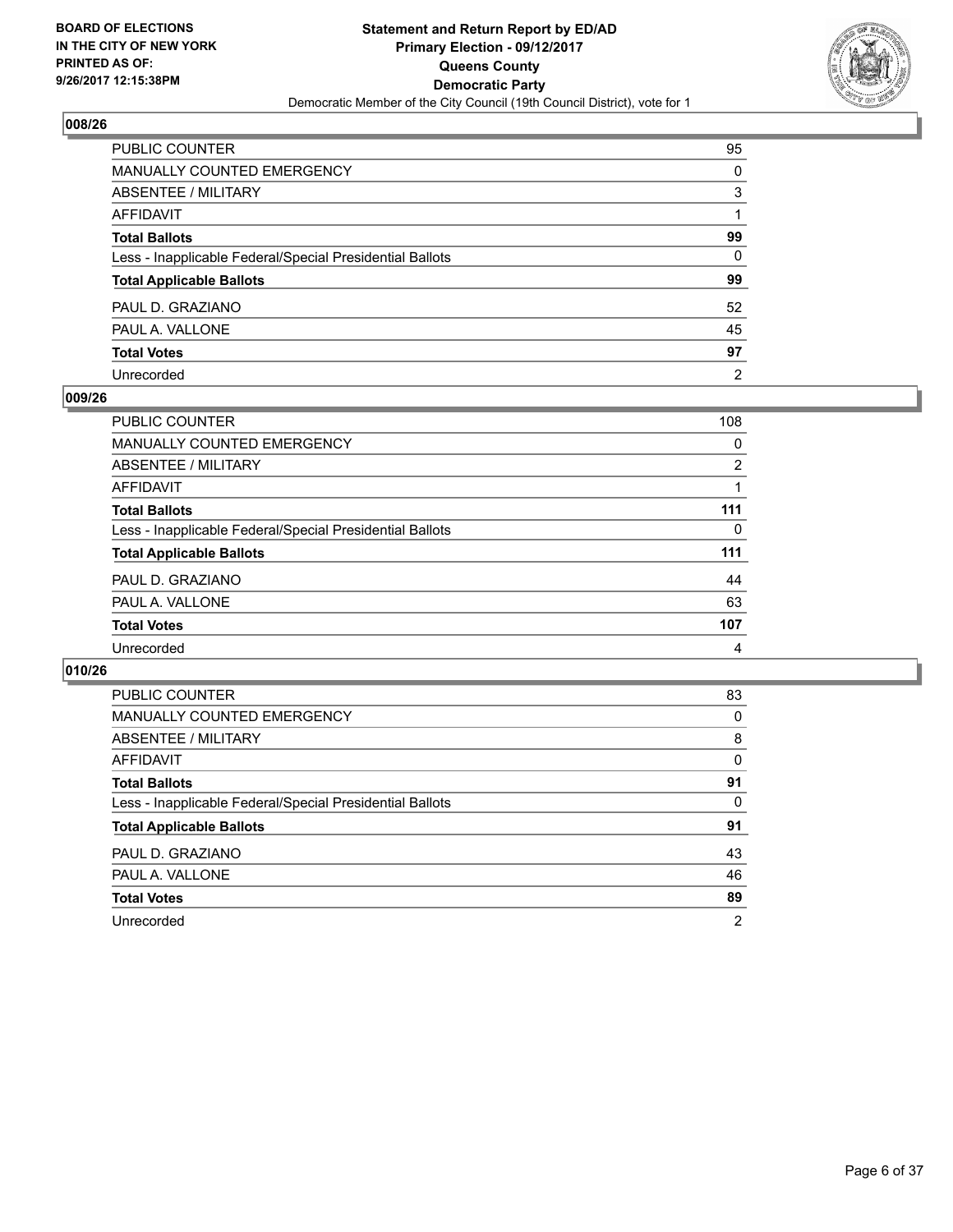**BOARD OF ELECTIONS IN THE CITY OF NEW YORK PRINTED AS OF: 9/26/2017 12:15:38PM**

**Statement and Return Report by ED/AD Primary Election - 09/12/2017 Queens County Democratic Party**

Democratic Member of the City Council (19th Council District), vote for 1

## 008/26

| | |
|---|---|
| PUBLIC COUNTER | 95 |
| MANUALLY COUNTED EMERGENCY | 0 |
| ABSENTEE / MILITARY | 3 |
| AFFIDAVIT | 1 |
| **Total Ballots** | **99** |
| Less - Inapplicable Federal/Special Presidential Ballots | 0 |
| **Total Applicable Ballots** | **99** |
| PAUL D. GRAZIANO | 52 |
| PAUL A. VALLONE | 45 |
| **Total Votes** | **97** |
| Unrecorded | 2 |

## 009/26

| | |
|---|---|
| PUBLIC COUNTER | 108 |
| MANUALLY COUNTED EMERGENCY | 0 |
| ABSENTEE / MILITARY | 2 |
| AFFIDAVIT | 1 |
| **Total Ballots** | **111** |
| Less - Inapplicable Federal/Special Presidential Ballots | 0 |
| **Total Applicable Ballots** | **111** |
| PAUL D. GRAZIANO | 44 |
| PAUL A. VALLONE | 63 |
| **Total Votes** | **107** |
| Unrecorded | 4 |

## 010/26

| | |
|---|---|
| PUBLIC COUNTER | 83 |
| MANUALLY COUNTED EMERGENCY | 0 |
| ABSENTEE / MILITARY | 8 |
| AFFIDAVIT | 0 |
| **Total Ballots** | **91** |
| Less - Inapplicable Federal/Special Presidential Ballots | 0 |
| **Total Applicable Ballots** | **91** |
| PAUL D. GRAZIANO | 43 |
| PAUL A. VALLONE | 46 |
| **Total Votes** | **89** |
| Unrecorded | 2 |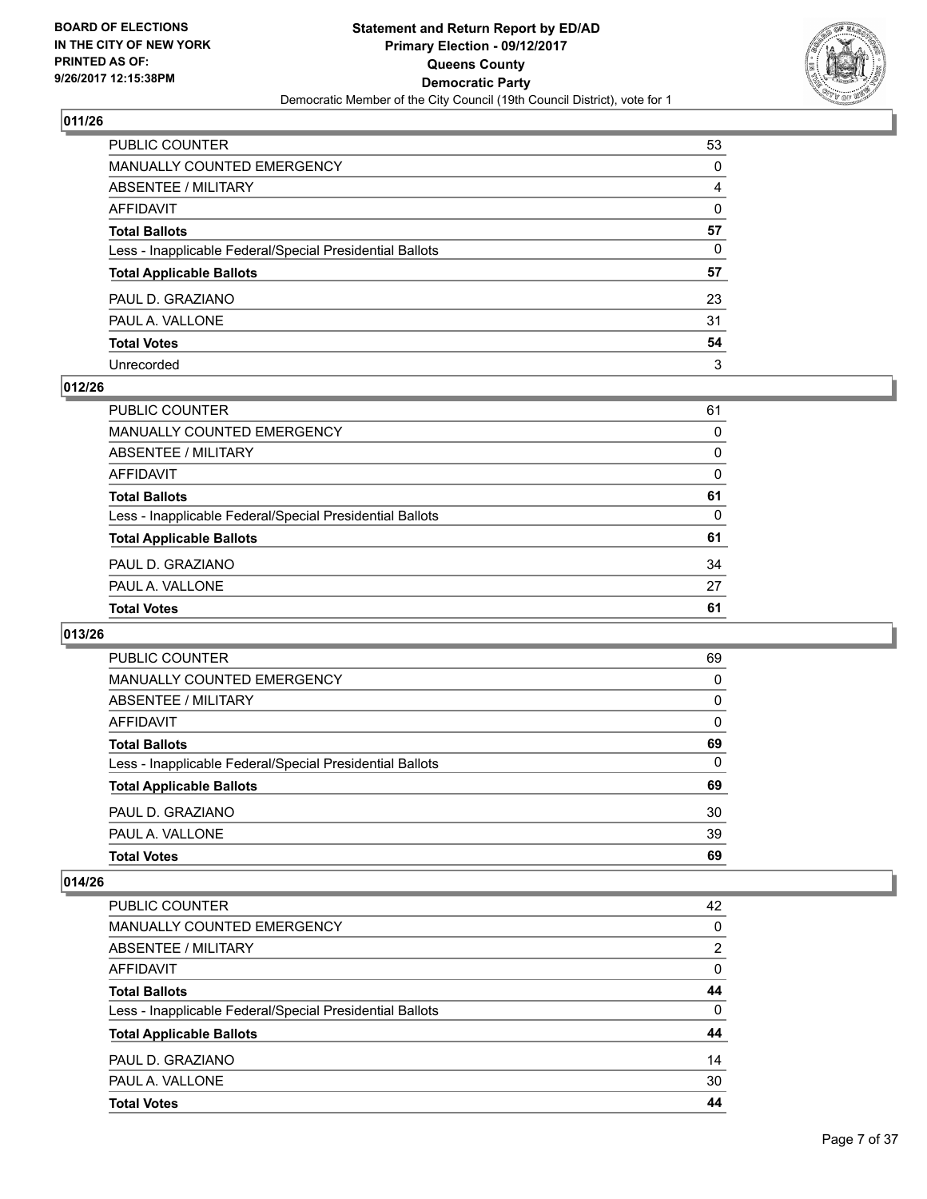## 011/26

| | |
|---|---|
| PUBLIC COUNTER | 53 |
| MANUALLY COUNTED EMERGENCY | 0 |
| ABSENTEE / MILITARY | 4 |
| AFFIDAVIT | 0 |
| **Total Ballots** | **57** |
| Less - Inapplicable Federal/Special Presidential Ballots | 0 |
| **Total Applicable Ballots** | **57** |
| PAUL D. GRAZIANO | 23 |
| PAUL A. VALLONE | 31 |
| **Total Votes** | **54** |
| Unrecorded | 3 |

## 012/26

| | |
|---|---|
| PUBLIC COUNTER | 61 |
| MANUALLY COUNTED EMERGENCY | 0 |
| ABSENTEE / MILITARY | 0 |
| AFFIDAVIT | 0 |
| **Total Ballots** | **61** |
| Less - Inapplicable Federal/Special Presidential Ballots | 0 |
| **Total Applicable Ballots** | **61** |
| PAUL D. GRAZIANO | 34 |
| PAUL A. VALLONE | 27 |
| **Total Votes** | **61** |

## 013/26

| | |
|---|---|
| PUBLIC COUNTER | 69 |
| MANUALLY COUNTED EMERGENCY | 0 |
| ABSENTEE / MILITARY | 0 |
| AFFIDAVIT | 0 |
| **Total Ballots** | **69** |
| Less - Inapplicable Federal/Special Presidential Ballots | 0 |
| **Total Applicable Ballots** | **69** |
| PAUL D. GRAZIANO | 30 |
| PAUL A. VALLONE | 39 |
| **Total Votes** | **69** |

## 014/26

| | |
|---|---|
| PUBLIC COUNTER | 42 |
| MANUALLY COUNTED EMERGENCY | 0 |
| ABSENTEE / MILITARY | 2 |
| AFFIDAVIT | 0 |
| **Total Ballots** | **44** |
| Less - Inapplicable Federal/Special Presidential Ballots | 0 |
| **Total Applicable Ballots** | **44** |
| PAUL D. GRAZIANO | 14 |
| PAUL A. VALLONE | 30 |
| **Total Votes** | **44** |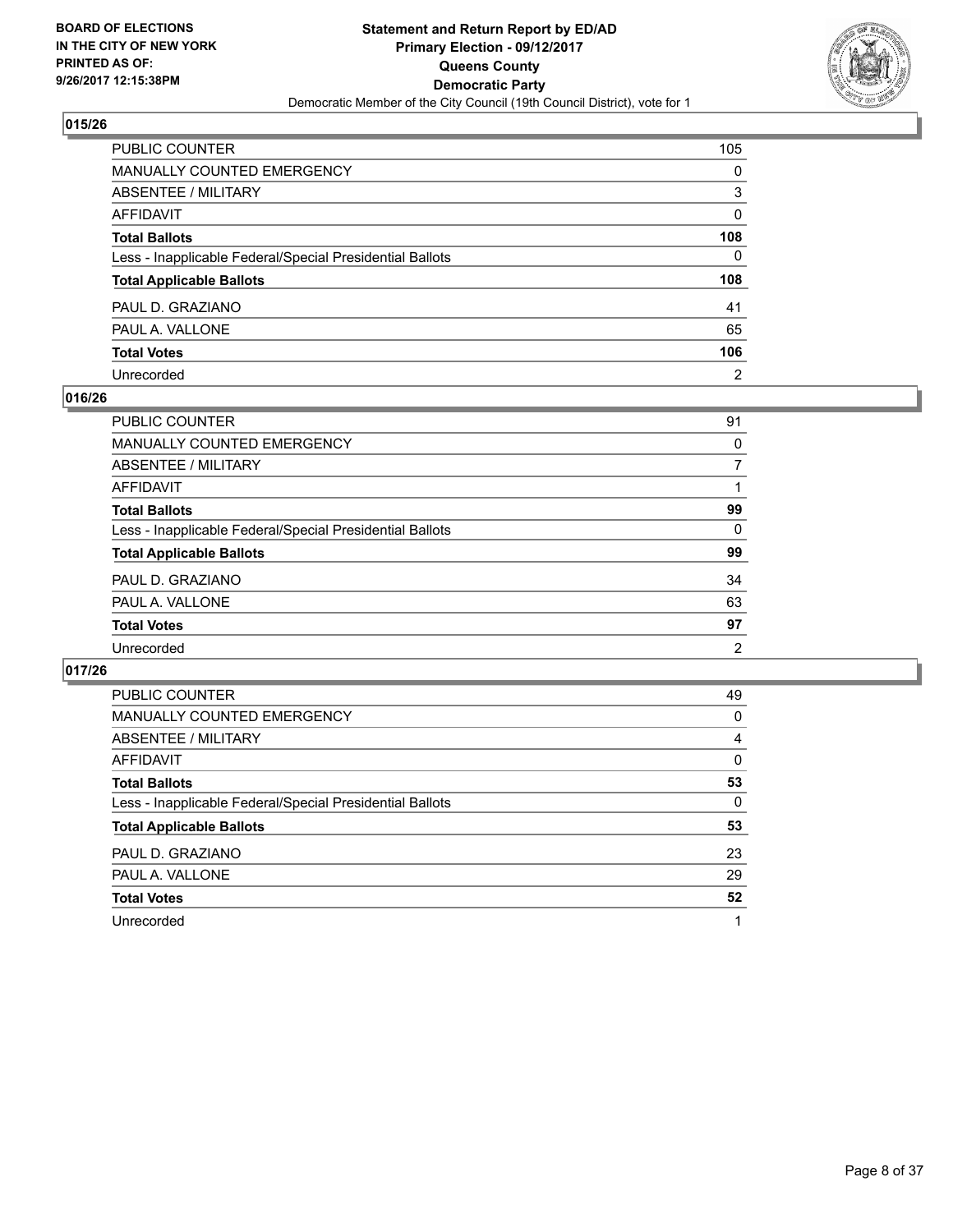## 015/26

| | |
|---|---|
| PUBLIC COUNTER | 105 |
| MANUALLY COUNTED EMERGENCY | 0 |
| ABSENTEE / MILITARY | 3 |
| AFFIDAVIT | 0 |
| **Total Ballots** | **108** |
| Less - Inapplicable Federal/Special Presidential Ballots | 0 |
| **Total Applicable Ballots** | **108** |
| PAUL D. GRAZIANO | 41 |
| PAUL A. VALLONE | 65 |
| **Total Votes** | **106** |
| Unrecorded | 2 |

## 016/26

| | |
|---|---|
| PUBLIC COUNTER | 91 |
| MANUALLY COUNTED EMERGENCY | 0 |
| ABSENTEE / MILITARY | 7 |
| AFFIDAVIT | 1 |
| **Total Ballots** | **99** |
| Less - Inapplicable Federal/Special Presidential Ballots | 0 |
| **Total Applicable Ballots** | **99** |
| PAUL D. GRAZIANO | 34 |
| PAUL A. VALLONE | 63 |
| **Total Votes** | **97** |
| Unrecorded | 2 |

## 017/26

| | |
|---|---|
| PUBLIC COUNTER | 49 |
| MANUALLY COUNTED EMERGENCY | 0 |
| ABSENTEE / MILITARY | 4 |
| AFFIDAVIT | 0 |
| **Total Ballots** | **53** |
| Less - Inapplicable Federal/Special Presidential Ballots | 0 |
| **Total Applicable Ballots** | **53** |
| PAUL D. GRAZIANO | 23 |
| PAUL A. VALLONE | 29 |
| **Total Votes** | **52** |
| Unrecorded | 1 |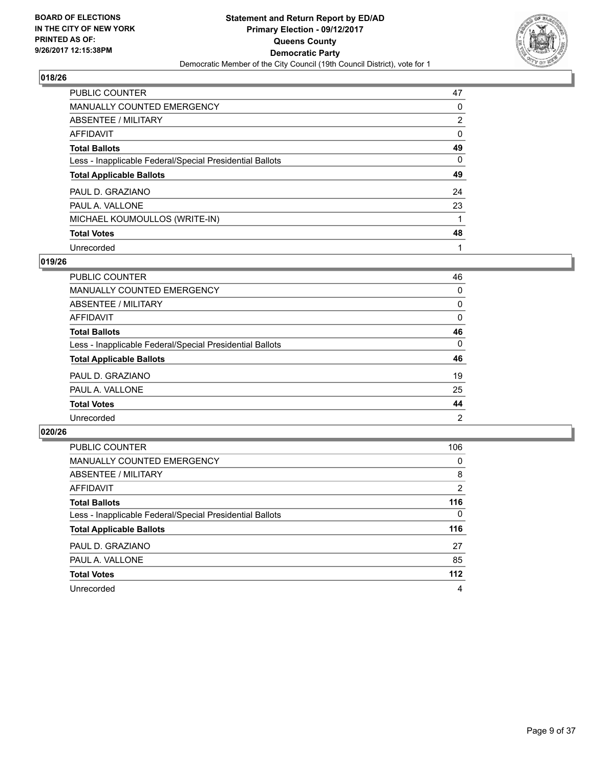**BOARD OF ELECTIONS IN THE CITY OF NEW YORK PRINTED AS OF: 9/26/2017 12:15:38PM**

**Statement and Return Report by ED/AD**
**Primary Election - 09/12/2017**
**Queens County**
**Democratic Party**
Democratic Member of the City Council (19th Council District), vote for 1

## 018/26

| | |
|---|---|
| PUBLIC COUNTER | 47 |
| MANUALLY COUNTED EMERGENCY | 0 |
| ABSENTEE / MILITARY | 2 |
| AFFIDAVIT | 0 |
| **Total Ballots** | **49** |
| Less - Inapplicable Federal/Special Presidential Ballots | 0 |
| **Total Applicable Ballots** | **49** |
| PAUL D. GRAZIANO | 24 |
| PAUL A. VALLONE | 23 |
| MICHAEL KOUMOULLOS (WRITE-IN) | 1 |
| **Total Votes** | **48** |
| Unrecorded | 1 |

## 019/26

| | |
|---|---|
| PUBLIC COUNTER | 46 |
| MANUALLY COUNTED EMERGENCY | 0 |
| ABSENTEE / MILITARY | 0 |
| AFFIDAVIT | 0 |
| **Total Ballots** | **46** |
| Less - Inapplicable Federal/Special Presidential Ballots | 0 |
| **Total Applicable Ballots** | **46** |
| PAUL D. GRAZIANO | 19 |
| PAUL A. VALLONE | 25 |
| **Total Votes** | **44** |
| Unrecorded | 2 |

## 020/26

| | |
|---|---|
| PUBLIC COUNTER | 106 |
| MANUALLY COUNTED EMERGENCY | 0 |
| ABSENTEE / MILITARY | 8 |
| AFFIDAVIT | 2 |
| **Total Ballots** | **116** |
| Less - Inapplicable Federal/Special Presidential Ballots | 0 |
| **Total Applicable Ballots** | **116** |
| PAUL D. GRAZIANO | 27 |
| PAUL A. VALLONE | 85 |
| **Total Votes** | **112** |
| Unrecorded | 4 |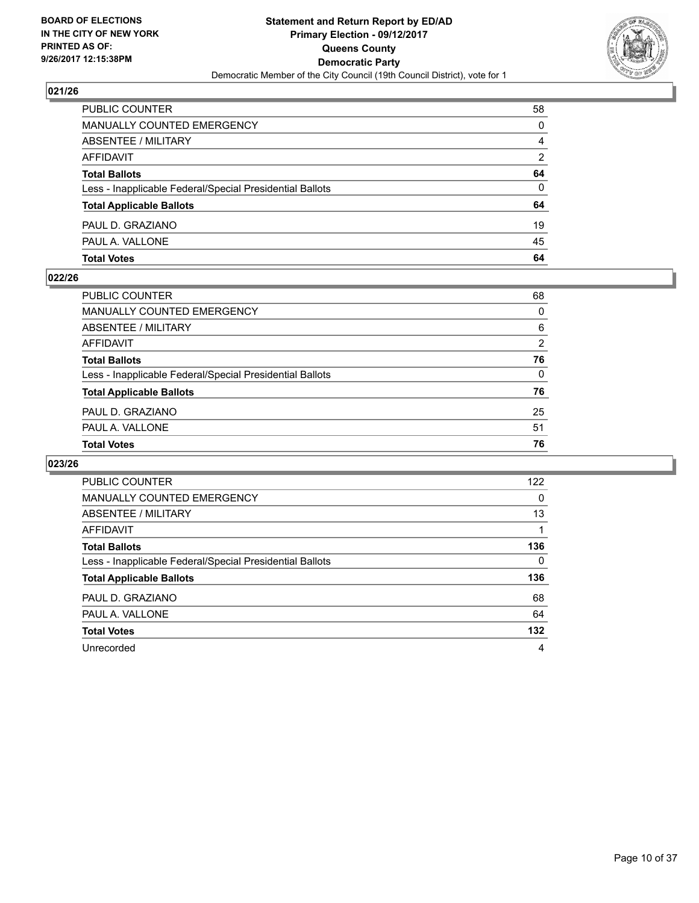**BOARD OF ELECTIONS IN THE CITY OF NEW YORK PRINTED AS OF: 9/26/2017 12:15:38PM**

**Statement and Return Report by ED/AD**
**Primary Election - 09/12/2017**
**Queens County**
**Democratic Party**
Democratic Member of the City Council (19th Council District), vote for 1

## 021/26

| | |
|---|---|
| PUBLIC COUNTER | 58 |
| MANUALLY COUNTED EMERGENCY | 0 |
| ABSENTEE / MILITARY | 4 |
| AFFIDAVIT | 2 |
| **Total Ballots** | **64** |
| Less - Inapplicable Federal/Special Presidential Ballots | 0 |
| **Total Applicable Ballots** | **64** |
| PAUL D. GRAZIANO | 19 |
| PAUL A. VALLONE | 45 |
| **Total Votes** | **64** |

## 022/26

| | |
|---|---|
| PUBLIC COUNTER | 68 |
| MANUALLY COUNTED EMERGENCY | 0 |
| ABSENTEE / MILITARY | 6 |
| AFFIDAVIT | 2 |
| **Total Ballots** | **76** |
| Less - Inapplicable Federal/Special Presidential Ballots | 0 |
| **Total Applicable Ballots** | **76** |
| PAUL D. GRAZIANO | 25 |
| PAUL A. VALLONE | 51 |
| **Total Votes** | **76** |

## 023/26

| | |
|---|---|
| PUBLIC COUNTER | 122 |
| MANUALLY COUNTED EMERGENCY | 0 |
| ABSENTEE / MILITARY | 13 |
| AFFIDAVIT | 1 |
| **Total Ballots** | **136** |
| Less - Inapplicable Federal/Special Presidential Ballots | 0 |
| **Total Applicable Ballots** | **136** |
| PAUL D. GRAZIANO | 68 |
| PAUL A. VALLONE | 64 |
| **Total Votes** | **132** |
| Unrecorded | 4 |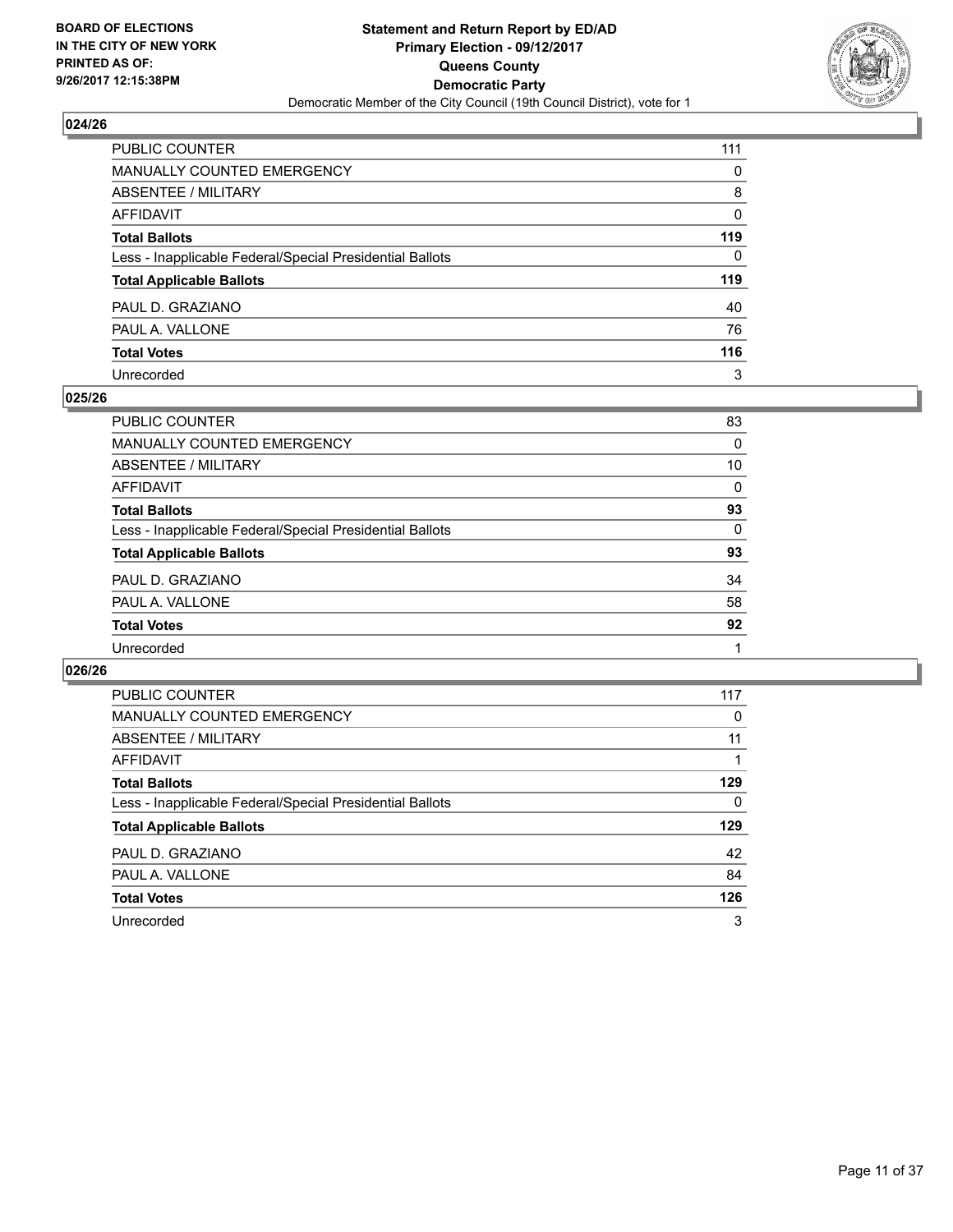**BOARD OF ELECTIONS IN THE CITY OF NEW YORK PRINTED AS OF: 9/26/2017 12:15:38PM**

**Statement and Return Report by ED/AD Primary Election - 09/12/2017 Queens County Democratic Party**

Democratic Member of the City Council (19th Council District), vote for 1

## 024/26

| | |
|---|---|
| PUBLIC COUNTER | 111 |
| MANUALLY COUNTED EMERGENCY | 0 |
| ABSENTEE / MILITARY | 8 |
| AFFIDAVIT | 0 |
| **Total Ballots** | **119** |
| Less - Inapplicable Federal/Special Presidential Ballots | 0 |
| **Total Applicable Ballots** | **119** |
| PAUL D. GRAZIANO | 40 |
| PAUL A. VALLONE | 76 |
| **Total Votes** | **116** |
| Unrecorded | 3 |

## 025/26

| | |
|---|---|
| PUBLIC COUNTER | 83 |
| MANUALLY COUNTED EMERGENCY | 0 |
| ABSENTEE / MILITARY | 10 |
| AFFIDAVIT | 0 |
| **Total Ballots** | **93** |
| Less - Inapplicable Federal/Special Presidential Ballots | 0 |
| **Total Applicable Ballots** | **93** |
| PAUL D. GRAZIANO | 34 |
| PAUL A. VALLONE | 58 |
| **Total Votes** | **92** |
| Unrecorded | 1 |

## 026/26

| | |
|---|---|
| PUBLIC COUNTER | 117 |
| MANUALLY COUNTED EMERGENCY | 0 |
| ABSENTEE / MILITARY | 11 |
| AFFIDAVIT | 1 |
| **Total Ballots** | **129** |
| Less - Inapplicable Federal/Special Presidential Ballots | 0 |
| **Total Applicable Ballots** | **129** |
| PAUL D. GRAZIANO | 42 |
| PAUL A. VALLONE | 84 |
| **Total Votes** | **126** |
| Unrecorded | 3 |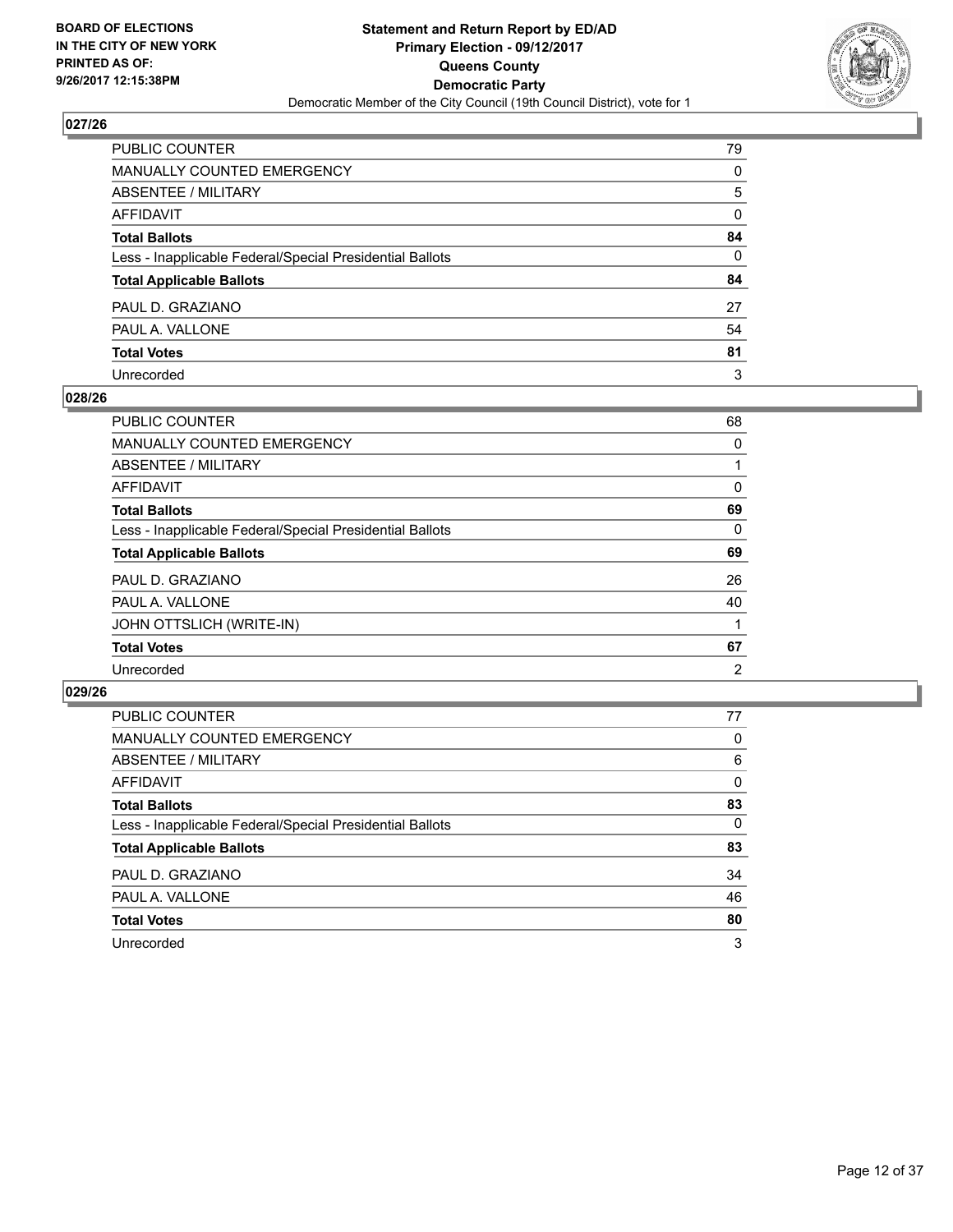**BOARD OF ELECTIONS IN THE CITY OF NEW YORK PRINTED AS OF: 9/26/2017 12:15:38PM**

# Statement and Return Report by ED/AD
## Primary Election - 09/12/2017
## Queens County
## Democratic Party
Democratic Member of the City Council (19th Council District), vote for 1

### 027/26

| | |
|---|---|
| PUBLIC COUNTER | 79 |
| MANUALLY COUNTED EMERGENCY | 0 |
| ABSENTEE / MILITARY | 5 |
| AFFIDAVIT | 0 |
| **Total Ballots** | **84** |
| Less - Inapplicable Federal/Special Presidential Ballots | 0 |
| **Total Applicable Ballots** | **84** |
| PAUL D. GRAZIANO | 27 |
| PAUL A. VALLONE | 54 |
| **Total Votes** | **81** |
| Unrecorded | 3 |

### 028/26

| | |
|---|---|
| PUBLIC COUNTER | 68 |
| MANUALLY COUNTED EMERGENCY | 0 |
| ABSENTEE / MILITARY | 1 |
| AFFIDAVIT | 0 |
| **Total Ballots** | **69** |
| Less - Inapplicable Federal/Special Presidential Ballots | 0 |
| **Total Applicable Ballots** | **69** |
| PAUL D. GRAZIANO | 26 |
| PAUL A. VALLONE | 40 |
| JOHN OTTSLICH (WRITE-IN) | 1 |
| **Total Votes** | **67** |
| Unrecorded | 2 |

### 029/26

| | |
|---|---|
| PUBLIC COUNTER | 77 |
| MANUALLY COUNTED EMERGENCY | 0 |
| ABSENTEE / MILITARY | 6 |
| AFFIDAVIT | 0 |
| **Total Ballots** | **83** |
| Less - Inapplicable Federal/Special Presidential Ballots | 0 |
| **Total Applicable Ballots** | **83** |
| PAUL D. GRAZIANO | 34 |
| PAUL A. VALLONE | 46 |
| **Total Votes** | **80** |
| Unrecorded | 3 |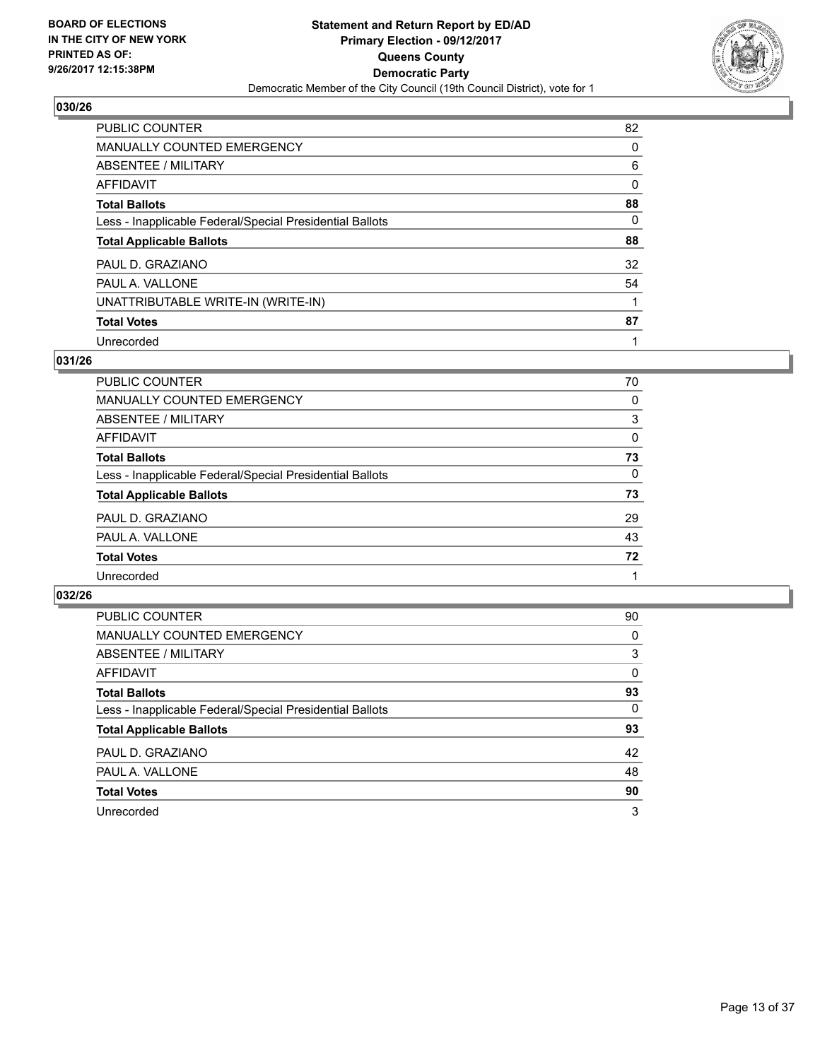## 030/26

| | |
|---|---|
| PUBLIC COUNTER | 82 |
| MANUALLY COUNTED EMERGENCY | 0 |
| ABSENTEE / MILITARY | 6 |
| AFFIDAVIT | 0 |
| **Total Ballots** | **88** |
| Less - Inapplicable Federal/Special Presidential Ballots | 0 |
| **Total Applicable Ballots** | **88** |
| PAUL D. GRAZIANO | 32 |
| PAUL A. VALLONE | 54 |
| UNATTRIBUTABLE WRITE-IN (WRITE-IN) | 1 |
| **Total Votes** | **87** |
| Unrecorded | 1 |

## 031/26

| | |
|---|---|
| PUBLIC COUNTER | 70 |
| MANUALLY COUNTED EMERGENCY | 0 |
| ABSENTEE / MILITARY | 3 |
| AFFIDAVIT | 0 |
| **Total Ballots** | **73** |
| Less - Inapplicable Federal/Special Presidential Ballots | 0 |
| **Total Applicable Ballots** | **73** |
| PAUL D. GRAZIANO | 29 |
| PAUL A. VALLONE | 43 |
| **Total Votes** | **72** |
| Unrecorded | 1 |

## 032/26

| | |
|---|---|
| PUBLIC COUNTER | 90 |
| MANUALLY COUNTED EMERGENCY | 0 |
| ABSENTEE / MILITARY | 3 |
| AFFIDAVIT | 0 |
| **Total Ballots** | **93** |
| Less - Inapplicable Federal/Special Presidential Ballots | 0 |
| **Total Applicable Ballots** | **93** |
| PAUL D. GRAZIANO | 42 |
| PAUL A. VALLONE | 48 |
| **Total Votes** | **90** |
| Unrecorded | 3 |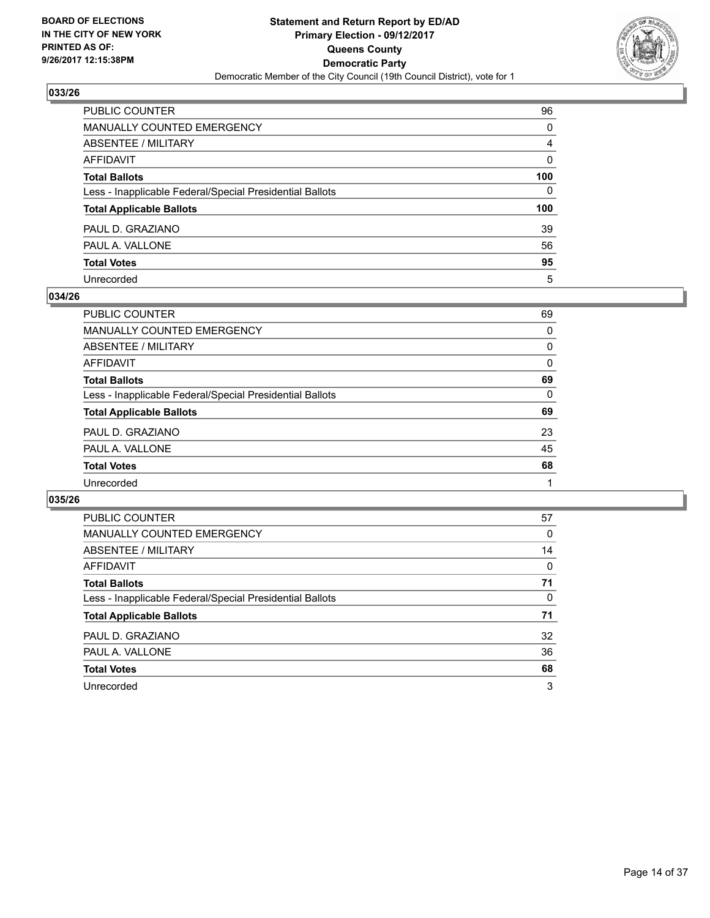BOARD OF ELECTIONS
IN THE CITY OF NEW YORK
PRINTED AS OF:
9/26/2017 12:15:38PM

**Statement and Return Report by ED/AD**
**Primary Election - 09/12/2017**
**Queens County**
**Democratic Party**
Democratic Member of the City Council (19th Council District), vote for 1

### 033/26

| | |
|---|---|
| PUBLIC COUNTER | 96 |
| MANUALLY COUNTED EMERGENCY | 0 |
| ABSENTEE / MILITARY | 4 |
| AFFIDAVIT | 0 |
| **Total Ballots** | **100** |
| Less - Inapplicable Federal/Special Presidential Ballots | 0 |
| **Total Applicable Ballots** | **100** |
| PAUL D. GRAZIANO | 39 |
| PAUL A. VALLONE | 56 |
| **Total Votes** | **95** |
| Unrecorded | 5 |

### 034/26

| | |
|---|---|
| PUBLIC COUNTER | 69 |
| MANUALLY COUNTED EMERGENCY | 0 |
| ABSENTEE / MILITARY | 0 |
| AFFIDAVIT | 0 |
| **Total Ballots** | **69** |
| Less - Inapplicable Federal/Special Presidential Ballots | 0 |
| **Total Applicable Ballots** | **69** |
| PAUL D. GRAZIANO | 23 |
| PAUL A. VALLONE | 45 |
| **Total Votes** | **68** |
| Unrecorded | 1 |

### 035/26

| | |
|---|---|
| PUBLIC COUNTER | 57 |
| MANUALLY COUNTED EMERGENCY | 0 |
| ABSENTEE / MILITARY | 14 |
| AFFIDAVIT | 0 |
| **Total Ballots** | **71** |
| Less - Inapplicable Federal/Special Presidential Ballots | 0 |
| **Total Applicable Ballots** | **71** |
| PAUL D. GRAZIANO | 32 |
| PAUL A. VALLONE | 36 |
| **Total Votes** | **68** |
| Unrecorded | 3 |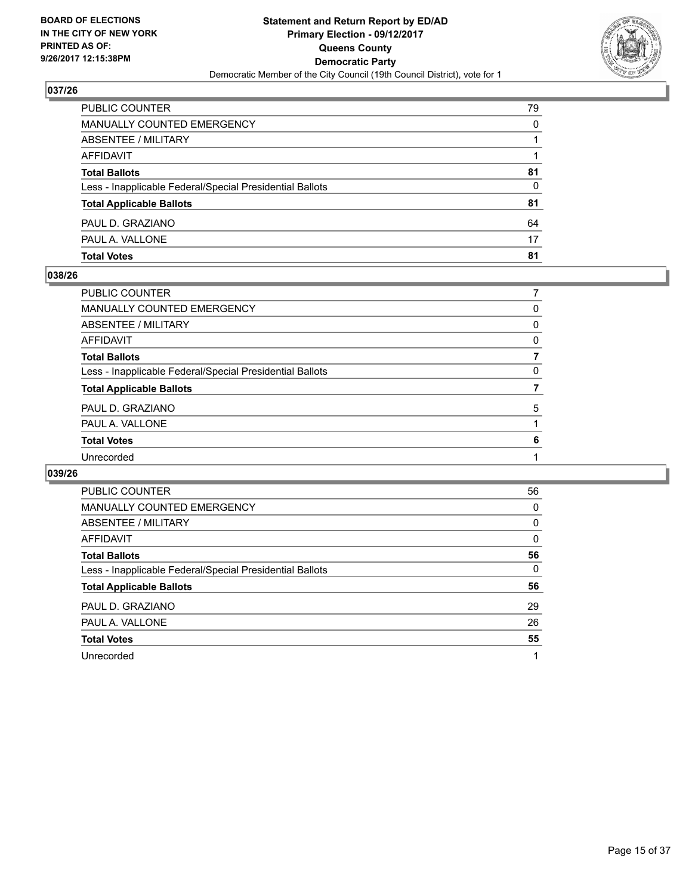BOARD OF ELECTIONS
IN THE CITY OF NEW YORK
PRINTED AS OF:
9/26/2017 12:15:38PM

**Statement and Return Report by ED/AD**
**Primary Election - 09/12/2017**
**Queens County**
**Democratic Party**
Democratic Member of the City Council (19th Council District), vote for 1

### 037/26

| | |
|---|---|
| PUBLIC COUNTER | 79 |
| MANUALLY COUNTED EMERGENCY | 0 |
| ABSENTEE / MILITARY | 1 |
| AFFIDAVIT | 1 |
| **Total Ballots** | **81** |
| Less - Inapplicable Federal/Special Presidential Ballots | 0 |
| **Total Applicable Ballots** | **81** |
| PAUL D. GRAZIANO | 64 |
| PAUL A. VALLONE | 17 |
| **Total Votes** | **81** |

### 038/26

| | |
|---|---|
| PUBLIC COUNTER | 7 |
| MANUALLY COUNTED EMERGENCY | 0 |
| ABSENTEE / MILITARY | 0 |
| AFFIDAVIT | 0 |
| **Total Ballots** | **7** |
| Less - Inapplicable Federal/Special Presidential Ballots | 0 |
| **Total Applicable Ballots** | **7** |
| PAUL D. GRAZIANO | 5 |
| PAUL A. VALLONE | 1 |
| **Total Votes** | **6** |
| Unrecorded | 1 |

### 039/26

| | |
|---|---|
| PUBLIC COUNTER | 56 |
| MANUALLY COUNTED EMERGENCY | 0 |
| ABSENTEE / MILITARY | 0 |
| AFFIDAVIT | 0 |
| **Total Ballots** | **56** |
| Less - Inapplicable Federal/Special Presidential Ballots | 0 |
| **Total Applicable Ballots** | **56** |
| PAUL D. GRAZIANO | 29 |
| PAUL A. VALLONE | 26 |
| **Total Votes** | **55** |
| Unrecorded | 1 |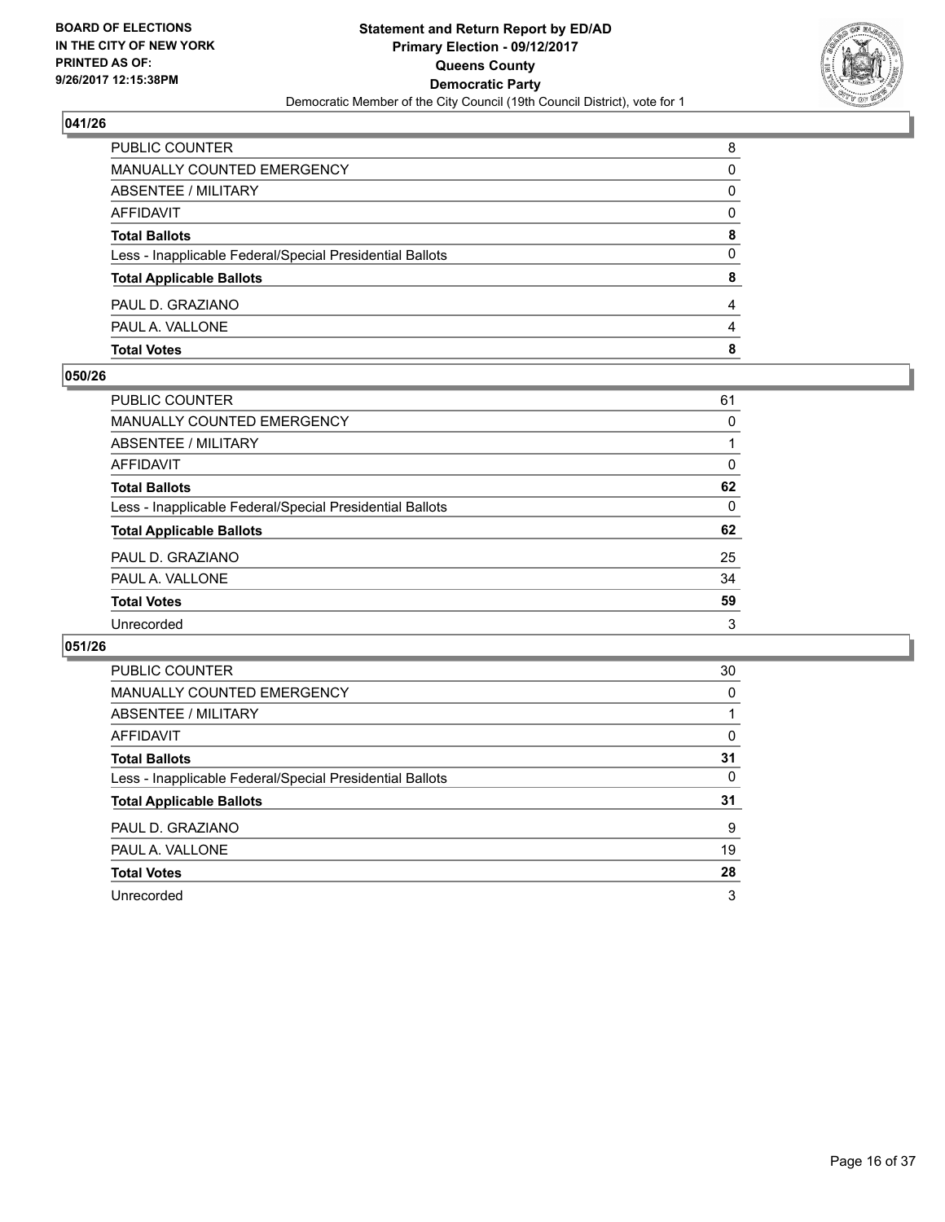**BOARD OF ELECTIONS IN THE CITY OF NEW YORK PRINTED AS OF: 9/26/2017 12:15:38PM**

**Statement and Return Report by ED/AD**
**Primary Election - 09/12/2017**
**Queens County**
**Democratic Party**
Democratic Member of the City Council (19th Council District), vote for 1

### 041/26

| | |
|---|---|
| PUBLIC COUNTER | 8 |
| MANUALLY COUNTED EMERGENCY | 0 |
| ABSENTEE / MILITARY | 0 |
| AFFIDAVIT | 0 |
| **Total Ballots** | **8** |
| Less - Inapplicable Federal/Special Presidential Ballots | 0 |
| **Total Applicable Ballots** | **8** |
| PAUL D. GRAZIANO | 4 |
| PAUL A. VALLONE | 4 |
| **Total Votes** | **8** |

### 050/26

| | |
|---|---|
| PUBLIC COUNTER | 61 |
| MANUALLY COUNTED EMERGENCY | 0 |
| ABSENTEE / MILITARY | 1 |
| AFFIDAVIT | 0 |
| **Total Ballots** | **62** |
| Less - Inapplicable Federal/Special Presidential Ballots | 0 |
| **Total Applicable Ballots** | **62** |
| PAUL D. GRAZIANO | 25 |
| PAUL A. VALLONE | 34 |
| **Total Votes** | **59** |
| Unrecorded | 3 |

### 051/26

| | |
|---|---|
| PUBLIC COUNTER | 30 |
| MANUALLY COUNTED EMERGENCY | 0 |
| ABSENTEE / MILITARY | 1 |
| AFFIDAVIT | 0 |
| **Total Ballots** | **31** |
| Less - Inapplicable Federal/Special Presidential Ballots | 0 |
| **Total Applicable Ballots** | **31** |
| PAUL D. GRAZIANO | 9 |
| PAUL A. VALLONE | 19 |
| **Total Votes** | **28** |
| Unrecorded | 3 |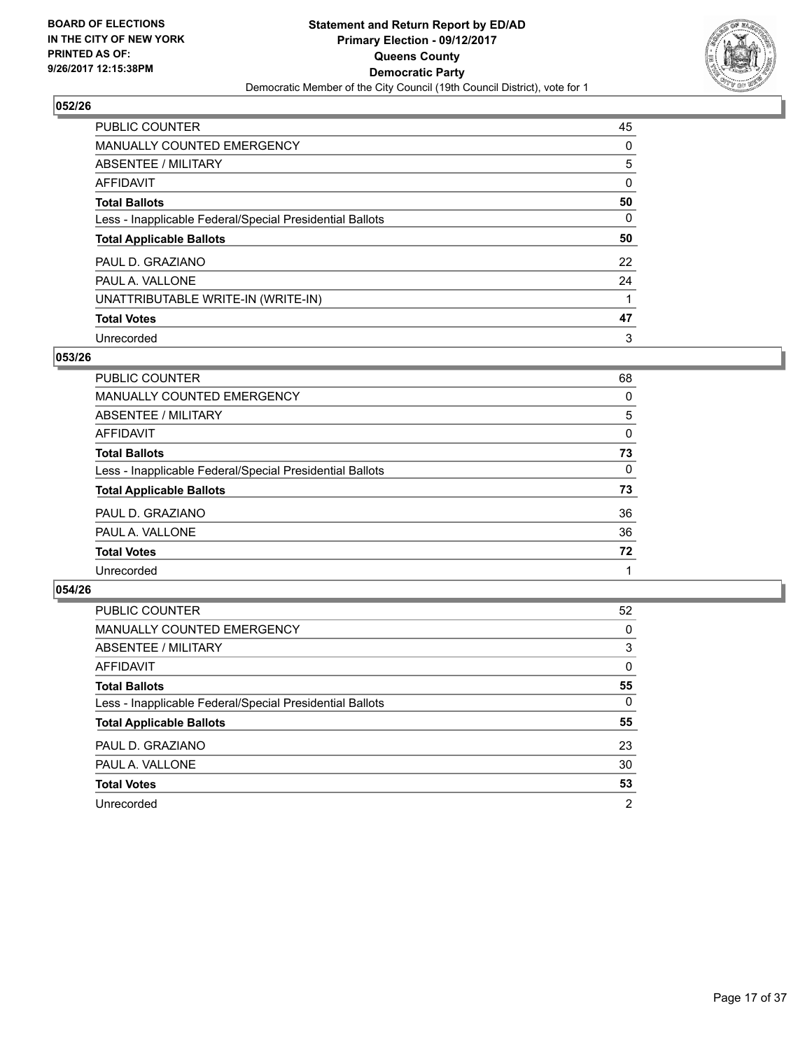**BOARD OF ELECTIONS IN THE CITY OF NEW YORK PRINTED AS OF: 9/26/2017 12:15:38PM**

**Statement and Return Report by ED/AD Primary Election - 09/12/2017 Queens County Democratic Party**

Democratic Member of the City Council (19th Council District), vote for 1

## 052/26

| | |
|---|---|
| PUBLIC COUNTER | 45 |
| MANUALLY COUNTED EMERGENCY | 0 |
| ABSENTEE / MILITARY | 5 |
| AFFIDAVIT | 0 |
| **Total Ballots** | **50** |
| Less - Inapplicable Federal/Special Presidential Ballots | 0 |
| **Total Applicable Ballots** | **50** |
| PAUL D. GRAZIANO | 22 |
| PAUL A. VALLONE | 24 |
| UNATTRIBUTABLE WRITE-IN (WRITE-IN) | 1 |
| **Total Votes** | **47** |
| Unrecorded | 3 |

## 053/26

| | |
|---|---|
| PUBLIC COUNTER | 68 |
| MANUALLY COUNTED EMERGENCY | 0 |
| ABSENTEE / MILITARY | 5 |
| AFFIDAVIT | 0 |
| **Total Ballots** | **73** |
| Less - Inapplicable Federal/Special Presidential Ballots | 0 |
| **Total Applicable Ballots** | **73** |
| PAUL D. GRAZIANO | 36 |
| PAUL A. VALLONE | 36 |
| **Total Votes** | **72** |
| Unrecorded | 1 |

## 054/26

| | |
|---|---|
| PUBLIC COUNTER | 52 |
| MANUALLY COUNTED EMERGENCY | 0 |
| ABSENTEE / MILITARY | 3 |
| AFFIDAVIT | 0 |
| **Total Ballots** | **55** |
| Less - Inapplicable Federal/Special Presidential Ballots | 0 |
| **Total Applicable Ballots** | **55** |
| PAUL D. GRAZIANO | 23 |
| PAUL A. VALLONE | 30 |
| **Total Votes** | **53** |
| Unrecorded | 2 |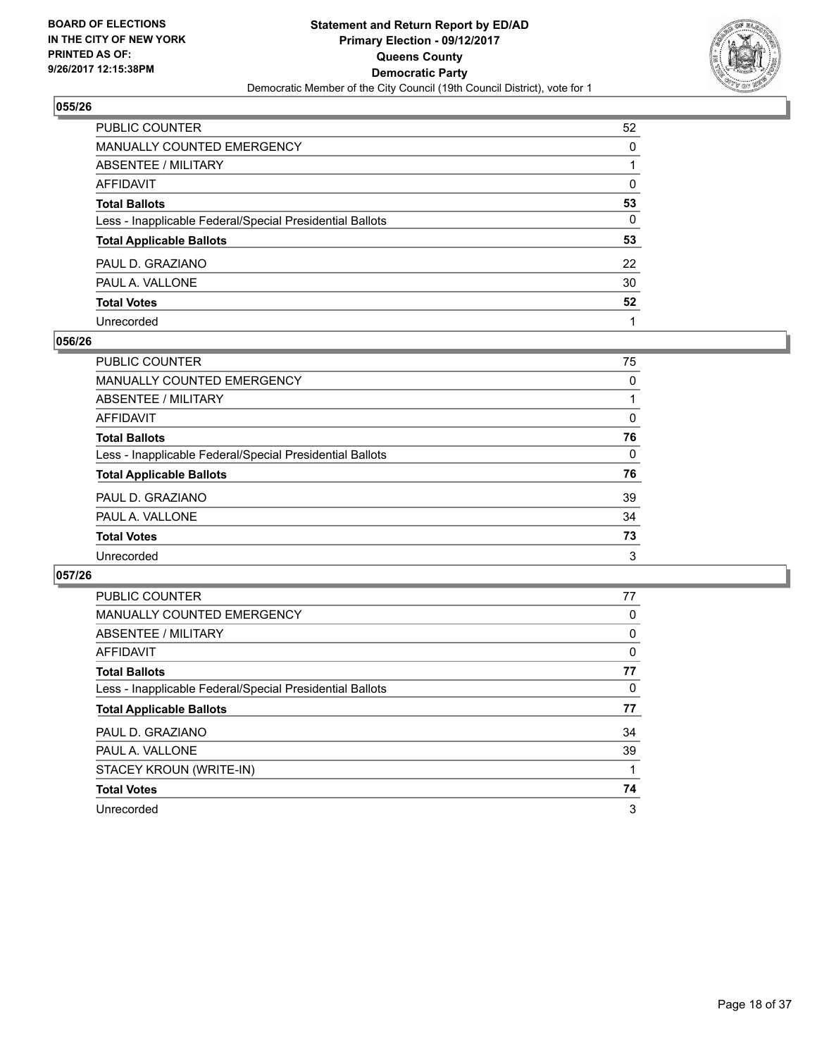## 055/26

| | |
|---|---|
| PUBLIC COUNTER | 52 |
| MANUALLY COUNTED EMERGENCY | 0 |
| ABSENTEE / MILITARY | 1 |
| AFFIDAVIT | 0 |
| **Total Ballots** | **53** |
| Less - Inapplicable Federal/Special Presidential Ballots | 0 |
| **Total Applicable Ballots** | **53** |
| PAUL D. GRAZIANO | 22 |
| PAUL A. VALLONE | 30 |
| **Total Votes** | **52** |
| Unrecorded | 1 |

## 056/26

| | |
|---|---|
| PUBLIC COUNTER | 75 |
| MANUALLY COUNTED EMERGENCY | 0 |
| ABSENTEE / MILITARY | 1 |
| AFFIDAVIT | 0 |
| **Total Ballots** | **76** |
| Less - Inapplicable Federal/Special Presidential Ballots | 0 |
| **Total Applicable Ballots** | **76** |
| PAUL D. GRAZIANO | 39 |
| PAUL A. VALLONE | 34 |
| **Total Votes** | **73** |
| Unrecorded | 3 |

## 057/26

| | |
|---|---|
| PUBLIC COUNTER | 77 |
| MANUALLY COUNTED EMERGENCY | 0 |
| ABSENTEE / MILITARY | 0 |
| AFFIDAVIT | 0 |
| **Total Ballots** | **77** |
| Less - Inapplicable Federal/Special Presidential Ballots | 0 |
| **Total Applicable Ballots** | **77** |
| PAUL D. GRAZIANO | 34 |
| PAUL A. VALLONE | 39 |
| STACEY KROUN (WRITE-IN) | 1 |
| **Total Votes** | **74** |
| Unrecorded | 3 |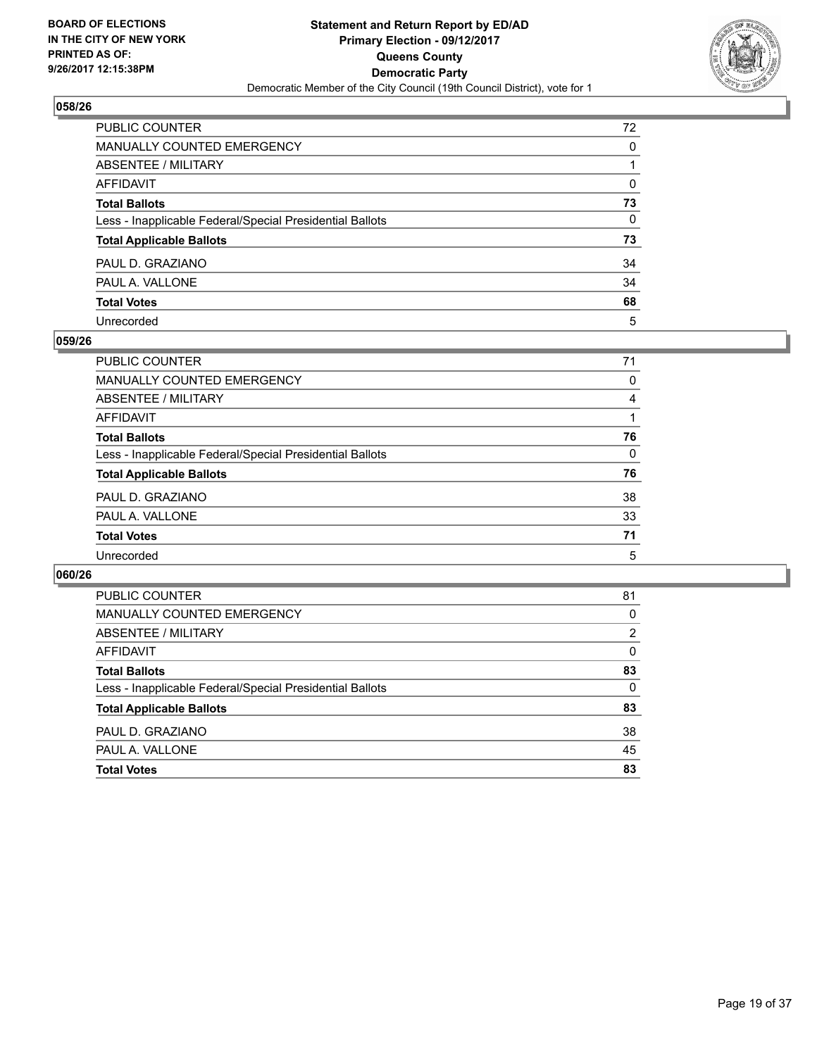BOARD OF ELECTIONS
IN THE CITY OF NEW YORK
PRINTED AS OF:
9/26/2017 12:15:38PM

**Statement and Return Report by ED/AD**
**Primary Election - 09/12/2017**
**Queens County**
**Democratic Party**
Democratic Member of the City Council (19th Council District), vote for 1

## 058/26

| | |
|---|---|
| PUBLIC COUNTER | 72 |
| MANUALLY COUNTED EMERGENCY | 0 |
| ABSENTEE / MILITARY | 1 |
| AFFIDAVIT | 0 |
| **Total Ballots** | **73** |
| Less - Inapplicable Federal/Special Presidential Ballots | 0 |
| **Total Applicable Ballots** | **73** |
| PAUL D. GRAZIANO | 34 |
| PAUL A. VALLONE | 34 |
| **Total Votes** | **68** |
| Unrecorded | 5 |

## 059/26

| | |
|---|---|
| PUBLIC COUNTER | 71 |
| MANUALLY COUNTED EMERGENCY | 0 |
| ABSENTEE / MILITARY | 4 |
| AFFIDAVIT | 1 |
| **Total Ballots** | **76** |
| Less - Inapplicable Federal/Special Presidential Ballots | 0 |
| **Total Applicable Ballots** | **76** |
| PAUL D. GRAZIANO | 38 |
| PAUL A. VALLONE | 33 |
| **Total Votes** | **71** |
| Unrecorded | 5 |

## 060/26

| | |
|---|---|
| PUBLIC COUNTER | 81 |
| MANUALLY COUNTED EMERGENCY | 0 |
| ABSENTEE / MILITARY | 2 |
| AFFIDAVIT | 0 |
| **Total Ballots** | **83** |
| Less - Inapplicable Federal/Special Presidential Ballots | 0 |
| **Total Applicable Ballots** | **83** |
| PAUL D. GRAZIANO | 38 |
| PAUL A. VALLONE | 45 |
| **Total Votes** | **83** |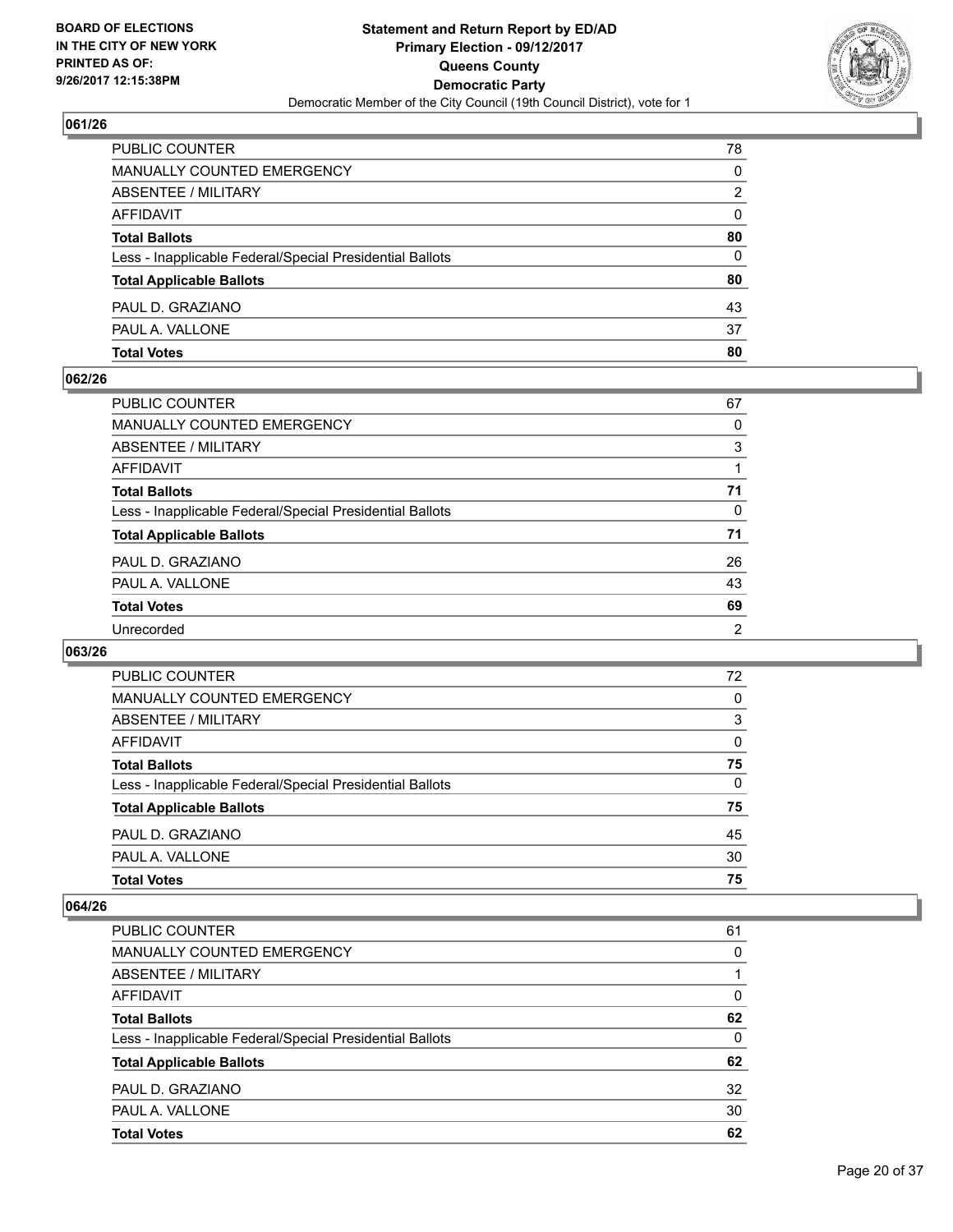**BOARD OF ELECTIONS IN THE CITY OF NEW YORK PRINTED AS OF: 9/26/2017 12:15:38PM**

**Statement and Return Report by ED/AD Primary Election - 09/12/2017 Queens County Democratic Party**

Democratic Member of the City Council (19th Council District), vote for 1

## 061/26

| | |
|---|---|
| PUBLIC COUNTER | 78 |
| MANUALLY COUNTED EMERGENCY | 0 |
| ABSENTEE / MILITARY | 2 |
| AFFIDAVIT | 0 |
| **Total Ballots** | **80** |
| Less - Inapplicable Federal/Special Presidential Ballots | 0 |
| **Total Applicable Ballots** | **80** |
| PAUL D. GRAZIANO | 43 |
| PAUL A. VALLONE | 37 |
| **Total Votes** | **80** |

## 062/26

| | |
|---|---|
| PUBLIC COUNTER | 67 |
| MANUALLY COUNTED EMERGENCY | 0 |
| ABSENTEE / MILITARY | 3 |
| AFFIDAVIT | 1 |
| **Total Ballots** | **71** |
| Less - Inapplicable Federal/Special Presidential Ballots | 0 |
| **Total Applicable Ballots** | **71** |
| PAUL D. GRAZIANO | 26 |
| PAUL A. VALLONE | 43 |
| **Total Votes** | **69** |
| Unrecorded | 2 |

## 063/26

| | |
|---|---|
| PUBLIC COUNTER | 72 |
| MANUALLY COUNTED EMERGENCY | 0 |
| ABSENTEE / MILITARY | 3 |
| AFFIDAVIT | 0 |
| **Total Ballots** | **75** |
| Less - Inapplicable Federal/Special Presidential Ballots | 0 |
| **Total Applicable Ballots** | **75** |
| PAUL D. GRAZIANO | 45 |
| PAUL A. VALLONE | 30 |
| **Total Votes** | **75** |

## 064/26

| | |
|---|---|
| PUBLIC COUNTER | 61 |
| MANUALLY COUNTED EMERGENCY | 0 |
| ABSENTEE / MILITARY | 1 |
| AFFIDAVIT | 0 |
| **Total Ballots** | **62** |
| Less - Inapplicable Federal/Special Presidential Ballots | 0 |
| **Total Applicable Ballots** | **62** |
| PAUL D. GRAZIANO | 32 |
| PAUL A. VALLONE | 30 |
| **Total Votes** | **62** |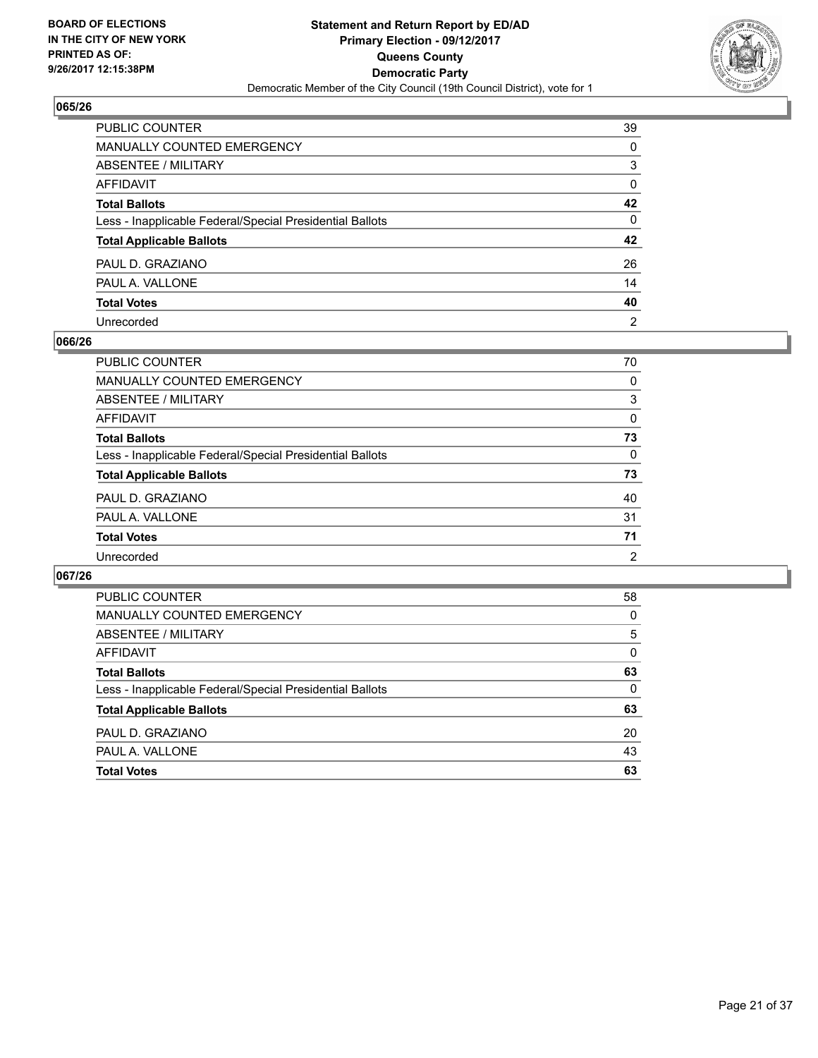**BOARD OF ELECTIONS IN THE CITY OF NEW YORK PRINTED AS OF: 9/26/2017 12:15:38PM**

**Statement and Return Report by ED/AD**
**Primary Election - 09/12/2017**
**Queens County**
**Democratic Party**
Democratic Member of the City Council (19th Council District), vote for 1

### 065/26

| | |
|---|---|
| PUBLIC COUNTER | 39 |
| MANUALLY COUNTED EMERGENCY | 0 |
| ABSENTEE / MILITARY | 3 |
| AFFIDAVIT | 0 |
| **Total Ballots** | **42** |
| Less - Inapplicable Federal/Special Presidential Ballots | 0 |
| **Total Applicable Ballots** | **42** |
| PAUL D. GRAZIANO | 26 |
| PAUL A. VALLONE | 14 |
| **Total Votes** | **40** |
| Unrecorded | 2 |

### 066/26

| | |
|---|---|
| PUBLIC COUNTER | 70 |
| MANUALLY COUNTED EMERGENCY | 0 |
| ABSENTEE / MILITARY | 3 |
| AFFIDAVIT | 0 |
| **Total Ballots** | **73** |
| Less - Inapplicable Federal/Special Presidential Ballots | 0 |
| **Total Applicable Ballots** | **73** |
| PAUL D. GRAZIANO | 40 |
| PAUL A. VALLONE | 31 |
| **Total Votes** | **71** |
| Unrecorded | 2 |

### 067/26

| | |
|---|---|
| PUBLIC COUNTER | 58 |
| MANUALLY COUNTED EMERGENCY | 0 |
| ABSENTEE / MILITARY | 5 |
| AFFIDAVIT | 0 |
| **Total Ballots** | **63** |
| Less - Inapplicable Federal/Special Presidential Ballots | 0 |
| **Total Applicable Ballots** | **63** |
| PAUL D. GRAZIANO | 20 |
| PAUL A. VALLONE | 43 |
| **Total Votes** | **63** |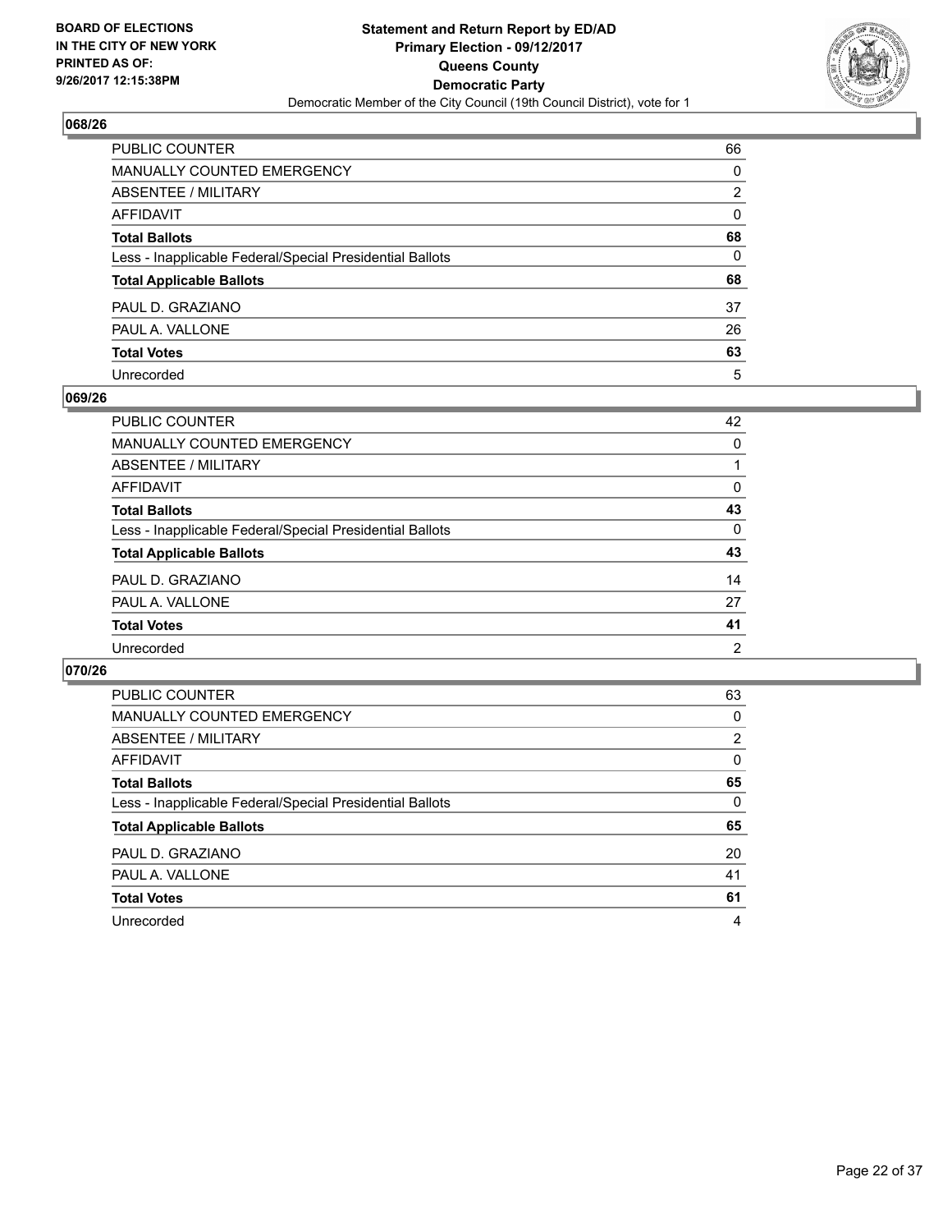BOARD OF ELECTIONS
IN THE CITY OF NEW YORK
PRINTED AS OF:
9/26/2017 12:15:38PM

**Statement and Return Report by ED/AD**
**Primary Election - 09/12/2017**
**Queens County**
**Democratic Party**
Democratic Member of the City Council (19th Council District), vote for 1

## 068/26

| | |
|---|---|
| PUBLIC COUNTER | 66 |
| MANUALLY COUNTED EMERGENCY | 0 |
| ABSENTEE / MILITARY | 2 |
| AFFIDAVIT | 0 |
| **Total Ballots** | **68** |
| Less - Inapplicable Federal/Special Presidential Ballots | 0 |
| **Total Applicable Ballots** | **68** |
| PAUL D. GRAZIANO | 37 |
| PAUL A. VALLONE | 26 |
| **Total Votes** | **63** |
| Unrecorded | 5 |

## 069/26

| | |
|---|---|
| PUBLIC COUNTER | 42 |
| MANUALLY COUNTED EMERGENCY | 0 |
| ABSENTEE / MILITARY | 1 |
| AFFIDAVIT | 0 |
| **Total Ballots** | **43** |
| Less - Inapplicable Federal/Special Presidential Ballots | 0 |
| **Total Applicable Ballots** | **43** |
| PAUL D. GRAZIANO | 14 |
| PAUL A. VALLONE | 27 |
| **Total Votes** | **41** |
| Unrecorded | 2 |

## 070/26

| | |
|---|---|
| PUBLIC COUNTER | 63 |
| MANUALLY COUNTED EMERGENCY | 0 |
| ABSENTEE / MILITARY | 2 |
| AFFIDAVIT | 0 |
| **Total Ballots** | **65** |
| Less - Inapplicable Federal/Special Presidential Ballots | 0 |
| **Total Applicable Ballots** | **65** |
| PAUL D. GRAZIANO | 20 |
| PAUL A. VALLONE | 41 |
| **Total Votes** | **61** |
| Unrecorded | 4 |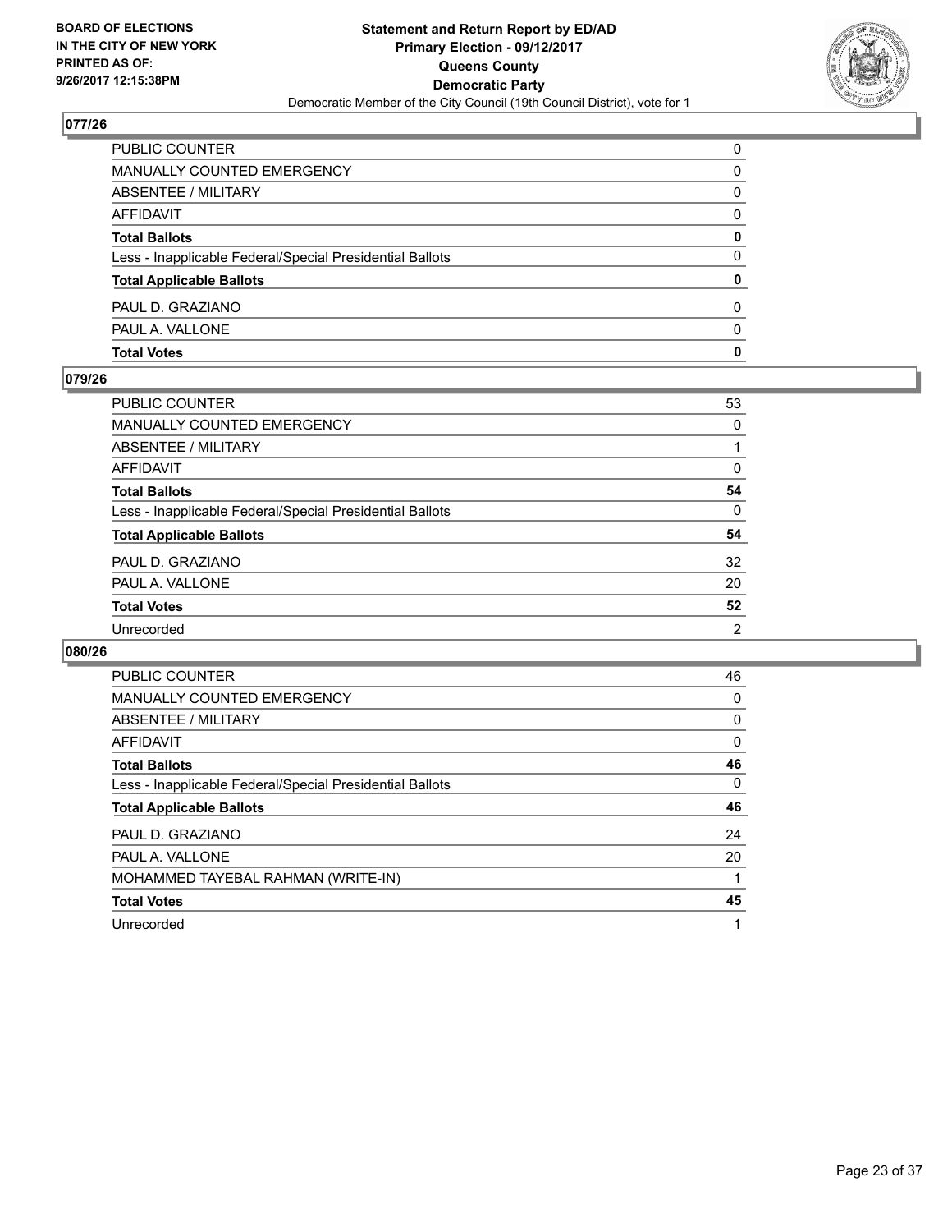BOARD OF ELECTIONS
IN THE CITY OF NEW YORK
PRINTED AS OF:
9/26/2017 12:15:38PM

**Statement and Return Report by ED/AD**
**Primary Election - 09/12/2017**
**Queens County**
**Democratic Party**
Democratic Member of the City Council (19th Council District), vote for 1

### 077/26

| | |
|---|---|
| PUBLIC COUNTER | 0 |
| MANUALLY COUNTED EMERGENCY | 0 |
| ABSENTEE / MILITARY | 0 |
| AFFIDAVIT | 0 |
| **Total Ballots** | **0** |
| Less - Inapplicable Federal/Special Presidential Ballots | 0 |
| **Total Applicable Ballots** | **0** |
| PAUL D. GRAZIANO | 0 |
| PAUL A. VALLONE | 0 |
| **Total Votes** | **0** |

### 079/26

| | |
|---|---|
| PUBLIC COUNTER | 53 |
| MANUALLY COUNTED EMERGENCY | 0 |
| ABSENTEE / MILITARY | 1 |
| AFFIDAVIT | 0 |
| **Total Ballots** | **54** |
| Less - Inapplicable Federal/Special Presidential Ballots | 0 |
| **Total Applicable Ballots** | **54** |
| PAUL D. GRAZIANO | 32 |
| PAUL A. VALLONE | 20 |
| **Total Votes** | **52** |
| Unrecorded | 2 |

### 080/26

| | |
|---|---|
| PUBLIC COUNTER | 46 |
| MANUALLY COUNTED EMERGENCY | 0 |
| ABSENTEE / MILITARY | 0 |
| AFFIDAVIT | 0 |
| **Total Ballots** | **46** |
| Less - Inapplicable Federal/Special Presidential Ballots | 0 |
| **Total Applicable Ballots** | **46** |
| PAUL D. GRAZIANO | 24 |
| PAUL A. VALLONE | 20 |
| MOHAMMED TAYEBAL RAHMAN (WRITE-IN) | 1 |
| **Total Votes** | **45** |
| Unrecorded | 1 |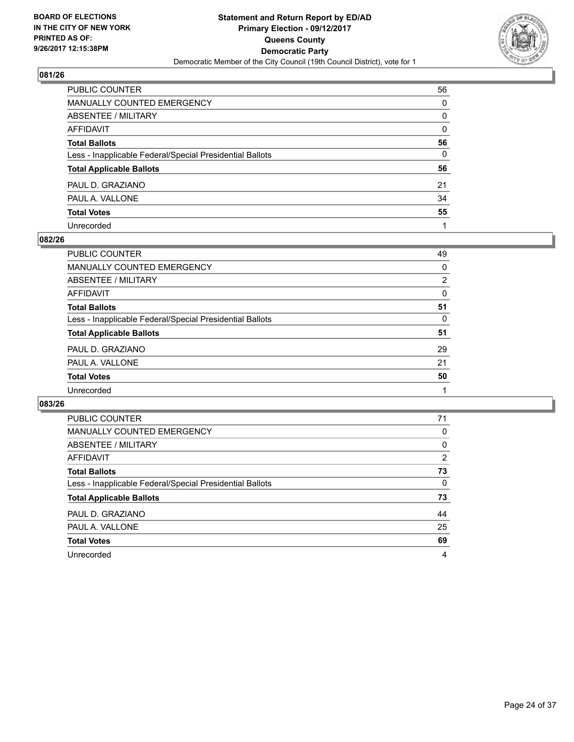BOARD OF ELECTIONS
IN THE CITY OF NEW YORK
PRINTED AS OF:
9/26/2017 12:15:38PM

**Statement and Return Report by ED/AD**
**Primary Election - 09/12/2017**
**Queens County**
**Democratic Party**
Democratic Member of the City Council (19th Council District), vote for 1

## 081/26

| | |
|---|---|
| PUBLIC COUNTER | 56 |
| MANUALLY COUNTED EMERGENCY | 0 |
| ABSENTEE / MILITARY | 0 |
| AFFIDAVIT | 0 |
| **Total Ballots** | **56** |
| Less - Inapplicable Federal/Special Presidential Ballots | 0 |
| **Total Applicable Ballots** | **56** |
| PAUL D. GRAZIANO | 21 |
| PAUL A. VALLONE | 34 |
| **Total Votes** | **55** |
| Unrecorded | 1 |

## 082/26

| | |
|---|---|
| PUBLIC COUNTER | 49 |
| MANUALLY COUNTED EMERGENCY | 0 |
| ABSENTEE / MILITARY | 2 |
| AFFIDAVIT | 0 |
| **Total Ballots** | **51** |
| Less - Inapplicable Federal/Special Presidential Ballots | 0 |
| **Total Applicable Ballots** | **51** |
| PAUL D. GRAZIANO | 29 |
| PAUL A. VALLONE | 21 |
| **Total Votes** | **50** |
| Unrecorded | 1 |

## 083/26

| | |
|---|---|
| PUBLIC COUNTER | 71 |
| MANUALLY COUNTED EMERGENCY | 0 |
| ABSENTEE / MILITARY | 0 |
| AFFIDAVIT | 2 |
| **Total Ballots** | **73** |
| Less - Inapplicable Federal/Special Presidential Ballots | 0 |
| **Total Applicable Ballots** | **73** |
| PAUL D. GRAZIANO | 44 |
| PAUL A. VALLONE | 25 |
| **Total Votes** | **69** |
| Unrecorded | 4 |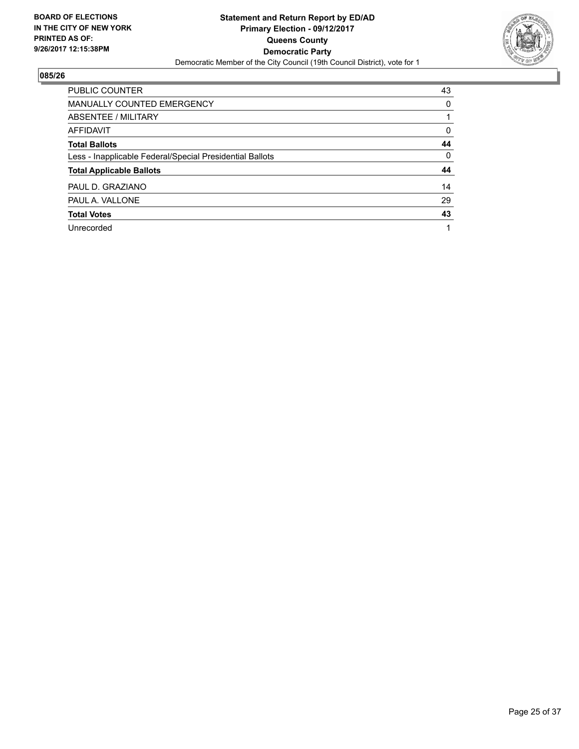**BOARD OF ELECTIONS IN THE CITY OF NEW YORK PRINTED AS OF: 9/26/2017 12:15:38PM**

**Statement and Return Report by ED/AD**
**Primary Election - 09/12/2017**
**Queens County**
**Democratic Party**
Democratic Member of the City Council (19th Council District), vote for 1

## 085/26

| | |
|---|---|
| PUBLIC COUNTER | 43 |
| MANUALLY COUNTED EMERGENCY | 0 |
| ABSENTEE / MILITARY | 1 |
| AFFIDAVIT | 0 |
| **Total Ballots** | **44** |
| Less - Inapplicable Federal/Special Presidential Ballots | 0 |
| **Total Applicable Ballots** | **44** |
| PAUL D. GRAZIANO | 14 |
| PAUL A. VALLONE | 29 |
| **Total Votes** | **43** |
| Unrecorded | 1 |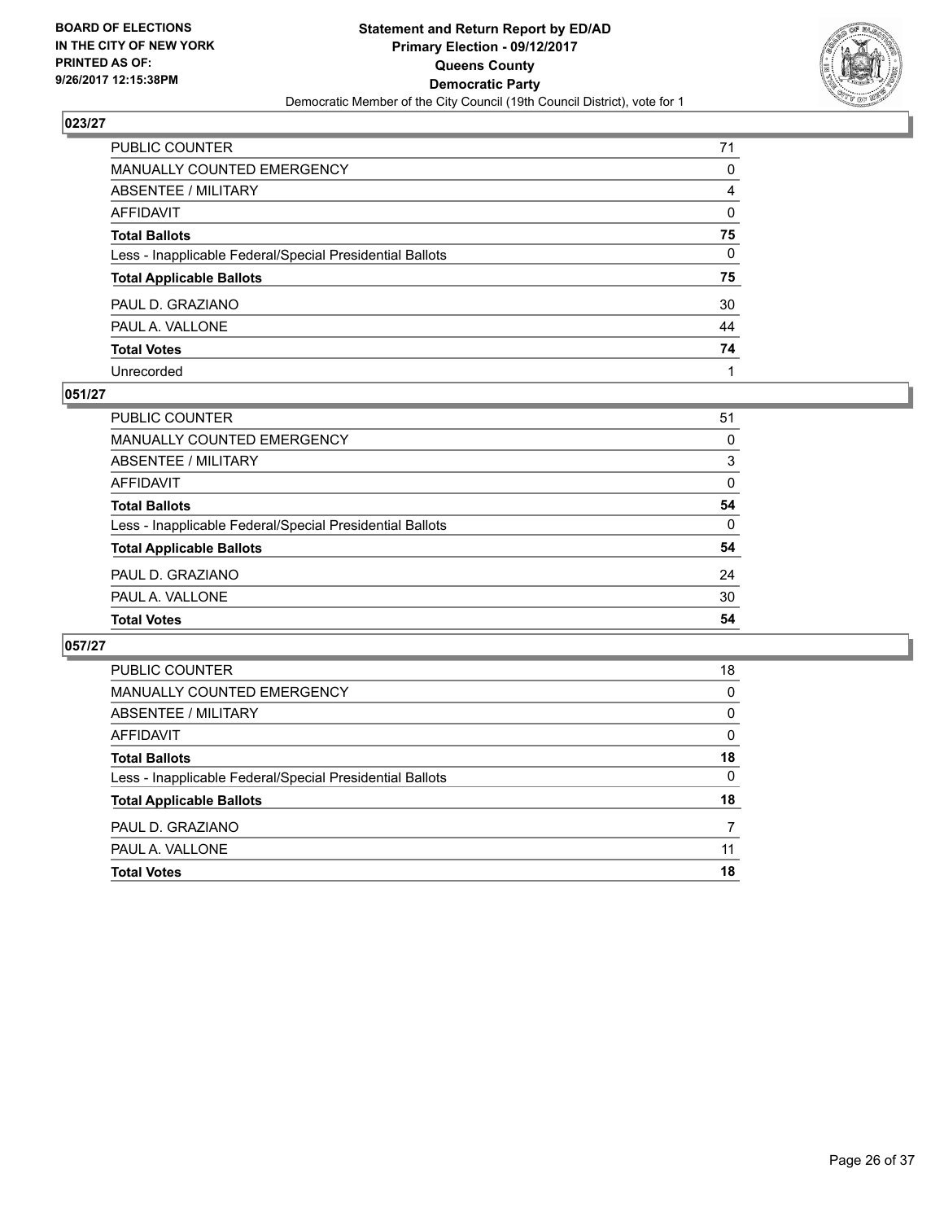**BOARD OF ELECTIONS IN THE CITY OF NEW YORK PRINTED AS OF: 9/26/2017 12:15:38PM**

**Statement and Return Report by ED/AD Primary Election - 09/12/2017 Queens County Democratic Party**

Democratic Member of the City Council (19th Council District), vote for 1

### 023/27

| | |
|---|---|
| PUBLIC COUNTER | 71 |
| MANUALLY COUNTED EMERGENCY | 0 |
| ABSENTEE / MILITARY | 4 |
| AFFIDAVIT | 0 |
| **Total Ballots** | **75** |
| Less - Inapplicable Federal/Special Presidential Ballots | 0 |
| **Total Applicable Ballots** | **75** |
| PAUL D. GRAZIANO | 30 |
| PAUL A. VALLONE | 44 |
| **Total Votes** | **74** |
| Unrecorded | 1 |

### 051/27

| | |
|---|---|
| PUBLIC COUNTER | 51 |
| MANUALLY COUNTED EMERGENCY | 0 |
| ABSENTEE / MILITARY | 3 |
| AFFIDAVIT | 0 |
| **Total Ballots** | **54** |
| Less - Inapplicable Federal/Special Presidential Ballots | 0 |
| **Total Applicable Ballots** | **54** |
| PAUL D. GRAZIANO | 24 |
| PAUL A. VALLONE | 30 |
| **Total Votes** | **54** |

### 057/27

| | |
|---|---|
| PUBLIC COUNTER | 18 |
| MANUALLY COUNTED EMERGENCY | 0 |
| ABSENTEE / MILITARY | 0 |
| AFFIDAVIT | 0 |
| **Total Ballots** | **18** |
| Less - Inapplicable Federal/Special Presidential Ballots | 0 |
| **Total Applicable Ballots** | **18** |
| PAUL D. GRAZIANO | 7 |
| PAUL A. VALLONE | 11 |
| **Total Votes** | **18** |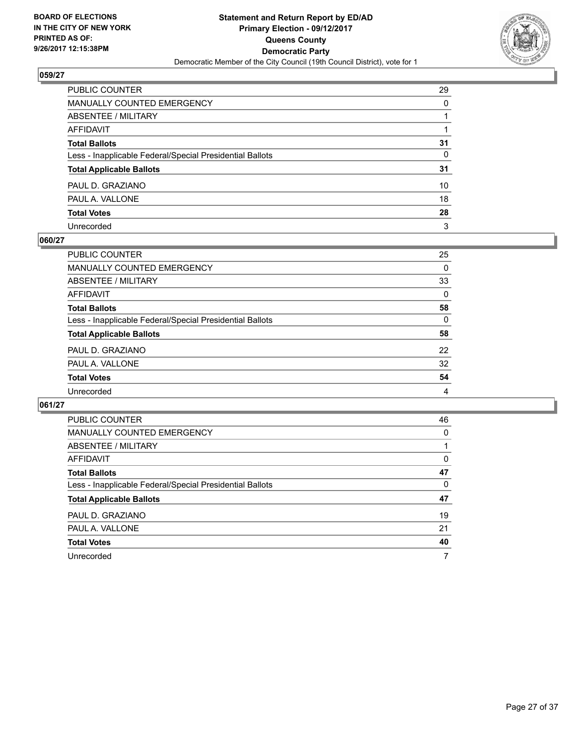BOARD OF ELECTIONS
IN THE CITY OF NEW YORK
PRINTED AS OF:
9/26/2017 12:15:38PM

**Statement and Return Report by ED/AD**
**Primary Election - 09/12/2017**
**Queens County**
**Democratic Party**
Democratic Member of the City Council (19th Council District), vote for 1

### 059/27

| | |
|---|---|
| PUBLIC COUNTER | 29 |
| MANUALLY COUNTED EMERGENCY | 0 |
| ABSENTEE / MILITARY | 1 |
| AFFIDAVIT | 1 |
| **Total Ballots** | **31** |
| Less - Inapplicable Federal/Special Presidential Ballots | 0 |
| **Total Applicable Ballots** | **31** |
| PAUL D. GRAZIANO | 10 |
| PAUL A. VALLONE | 18 |
| **Total Votes** | **28** |
| Unrecorded | 3 |

### 060/27

| | |
|---|---|
| PUBLIC COUNTER | 25 |
| MANUALLY COUNTED EMERGENCY | 0 |
| ABSENTEE / MILITARY | 33 |
| AFFIDAVIT | 0 |
| **Total Ballots** | **58** |
| Less - Inapplicable Federal/Special Presidential Ballots | 0 |
| **Total Applicable Ballots** | **58** |
| PAUL D. GRAZIANO | 22 |
| PAUL A. VALLONE | 32 |
| **Total Votes** | **54** |
| Unrecorded | 4 |

### 061/27

| | |
|---|---|
| PUBLIC COUNTER | 46 |
| MANUALLY COUNTED EMERGENCY | 0 |
| ABSENTEE / MILITARY | 1 |
| AFFIDAVIT | 0 |
| **Total Ballots** | **47** |
| Less - Inapplicable Federal/Special Presidential Ballots | 0 |
| **Total Applicable Ballots** | **47** |
| PAUL D. GRAZIANO | 19 |
| PAUL A. VALLONE | 21 |
| **Total Votes** | **40** |
| Unrecorded | 7 |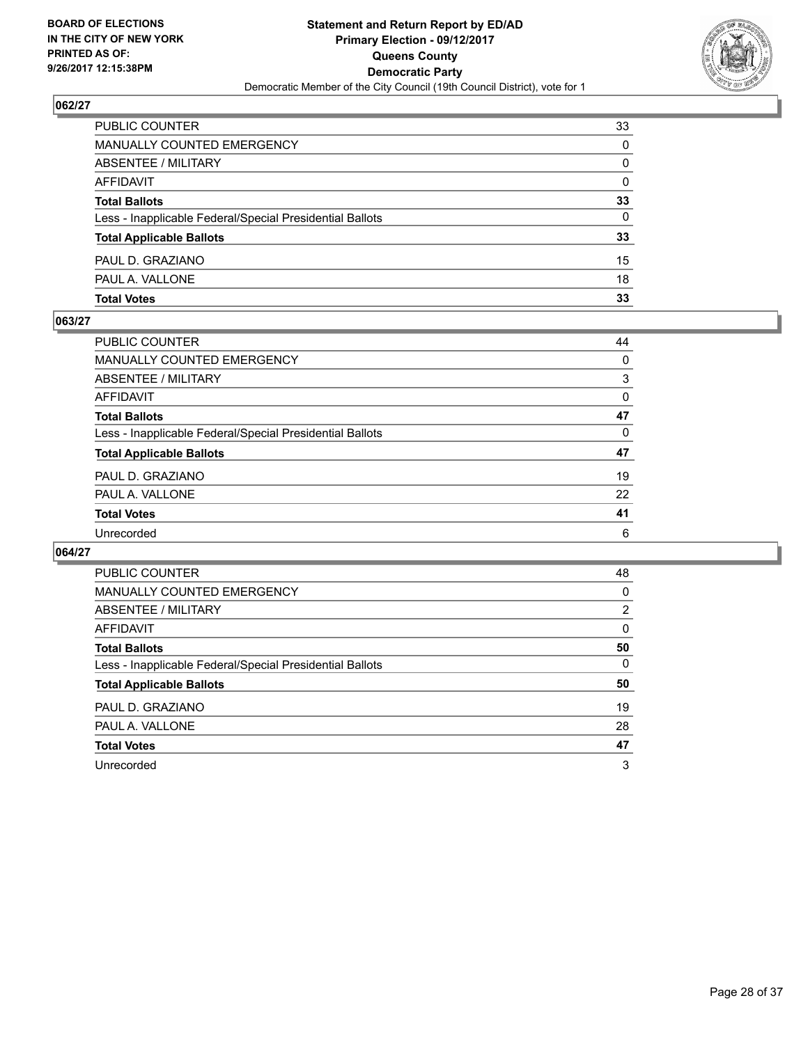**Statement and Return Report by ED/AD**
**Primary Election - 09/12/2017**
**Queens County**
**Democratic Party**
Democratic Member of the City Council (19th Council District), vote for 1

BOARD OF ELECTIONS
IN THE CITY OF NEW YORK
PRINTED AS OF:
9/26/2017 12:15:38PM

## 062/27

| | |
|---|---|
| PUBLIC COUNTER | 33 |
| MANUALLY COUNTED EMERGENCY | 0 |
| ABSENTEE / MILITARY | 0 |
| AFFIDAVIT | 0 |
| **Total Ballots** | **33** |
| Less - Inapplicable Federal/Special Presidential Ballots | 0 |
| **Total Applicable Ballots** | **33** |
| PAUL D. GRAZIANO | 15 |
| PAUL A. VALLONE | 18 |
| **Total Votes** | **33** |

## 063/27

| | |
|---|---|
| PUBLIC COUNTER | 44 |
| MANUALLY COUNTED EMERGENCY | 0 |
| ABSENTEE / MILITARY | 3 |
| AFFIDAVIT | 0 |
| **Total Ballots** | **47** |
| Less - Inapplicable Federal/Special Presidential Ballots | 0 |
| **Total Applicable Ballots** | **47** |
| PAUL D. GRAZIANO | 19 |
| PAUL A. VALLONE | 22 |
| **Total Votes** | **41** |
| Unrecorded | 6 |

## 064/27

| | |
|---|---|
| PUBLIC COUNTER | 48 |
| MANUALLY COUNTED EMERGENCY | 0 |
| ABSENTEE / MILITARY | 2 |
| AFFIDAVIT | 0 |
| **Total Ballots** | **50** |
| Less - Inapplicable Federal/Special Presidential Ballots | 0 |
| **Total Applicable Ballots** | **50** |
| PAUL D. GRAZIANO | 19 |
| PAUL A. VALLONE | 28 |
| **Total Votes** | **47** |
| Unrecorded | 3 |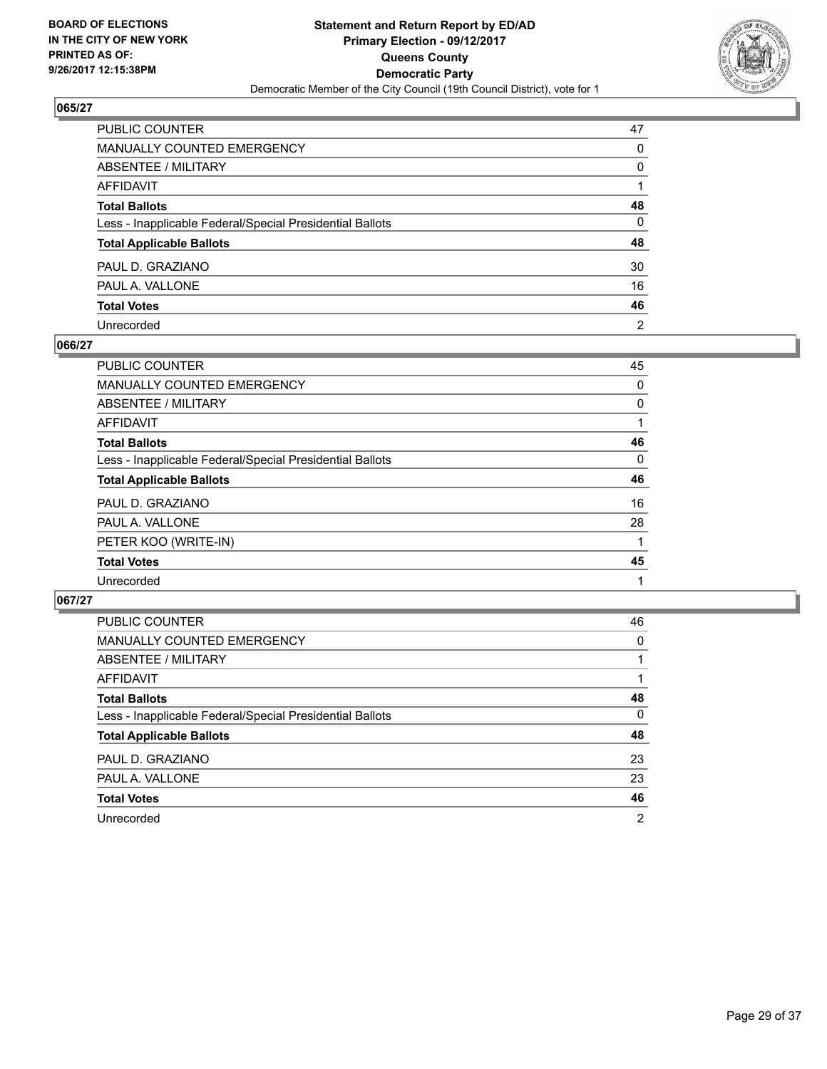**BOARD OF ELECTIONS IN THE CITY OF NEW YORK PRINTED AS OF: 9/26/2017 12:15:38PM**

**Statement and Return Report by ED/AD**
**Primary Election - 09/12/2017**
**Queens County**
**Democratic Party**
Democratic Member of the City Council (19th Council District), vote for 1

## 065/27

| | |
|---|---|
| PUBLIC COUNTER | 47 |
| MANUALLY COUNTED EMERGENCY | 0 |
| ABSENTEE / MILITARY | 0 |
| AFFIDAVIT | 1 |
| **Total Ballots** | **48** |
| Less - Inapplicable Federal/Special Presidential Ballots | 0 |
| **Total Applicable Ballots** | **48** |
| PAUL D. GRAZIANO | 30 |
| PAUL A. VALLONE | 16 |
| **Total Votes** | **46** |
| Unrecorded | 2 |

## 066/27

| | |
|---|---|
| PUBLIC COUNTER | 45 |
| MANUALLY COUNTED EMERGENCY | 0 |
| ABSENTEE / MILITARY | 0 |
| AFFIDAVIT | 1 |
| **Total Ballots** | **46** |
| Less - Inapplicable Federal/Special Presidential Ballots | 0 |
| **Total Applicable Ballots** | **46** |
| PAUL D. GRAZIANO | 16 |
| PAUL A. VALLONE | 28 |
| PETER KOO (WRITE-IN) | 1 |
| **Total Votes** | **45** |
| Unrecorded | 1 |

## 067/27

| | |
|---|---|
| PUBLIC COUNTER | 46 |
| MANUALLY COUNTED EMERGENCY | 0 |
| ABSENTEE / MILITARY | 1 |
| AFFIDAVIT | 1 |
| **Total Ballots** | **48** |
| Less - Inapplicable Federal/Special Presidential Ballots | 0 |
| **Total Applicable Ballots** | **48** |
| PAUL D. GRAZIANO | 23 |
| PAUL A. VALLONE | 23 |
| **Total Votes** | **46** |
| Unrecorded | 2 |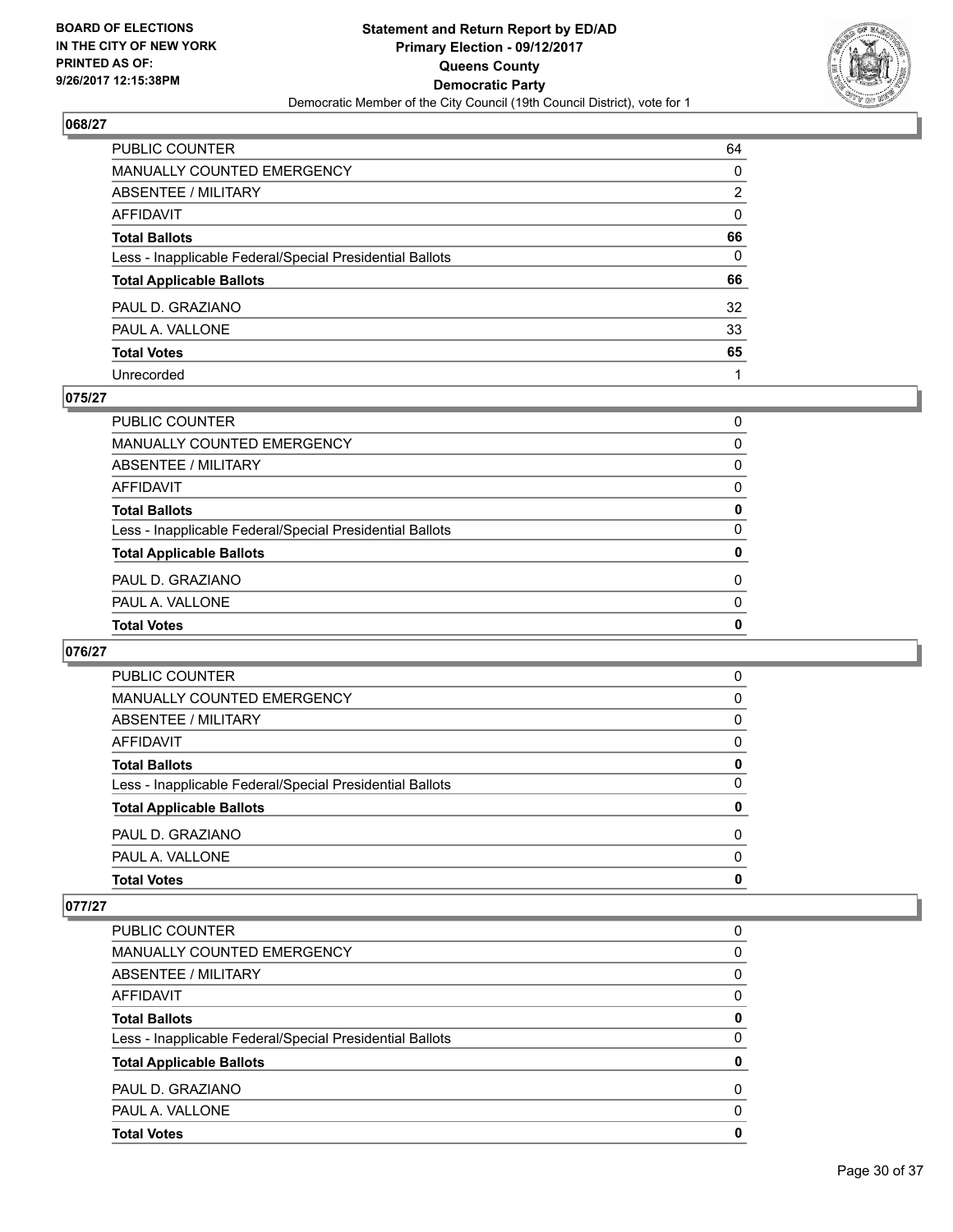## 068/27

| | |
|---|---|
| PUBLIC COUNTER | 64 |
| MANUALLY COUNTED EMERGENCY | 0 |
| ABSENTEE / MILITARY | 2 |
| AFFIDAVIT | 0 |
| **Total Ballots** | **66** |
| Less - Inapplicable Federal/Special Presidential Ballots | 0 |
| **Total Applicable Ballots** | **66** |
| PAUL D. GRAZIANO | 32 |
| PAUL A. VALLONE | 33 |
| **Total Votes** | **65** |
| Unrecorded | 1 |

## 075/27

| | |
|---|---|
| PUBLIC COUNTER | 0 |
| MANUALLY COUNTED EMERGENCY | 0 |
| ABSENTEE / MILITARY | 0 |
| AFFIDAVIT | 0 |
| **Total Ballots** | **0** |
| Less - Inapplicable Federal/Special Presidential Ballots | 0 |
| **Total Applicable Ballots** | **0** |
| PAUL D. GRAZIANO | 0 |
| PAUL A. VALLONE | 0 |
| **Total Votes** | **0** |

## 076/27

| | |
|---|---|
| PUBLIC COUNTER | 0 |
| MANUALLY COUNTED EMERGENCY | 0 |
| ABSENTEE / MILITARY | 0 |
| AFFIDAVIT | 0 |
| **Total Ballots** | **0** |
| Less - Inapplicable Federal/Special Presidential Ballots | 0 |
| **Total Applicable Ballots** | **0** |
| PAUL D. GRAZIANO | 0 |
| PAUL A. VALLONE | 0 |
| **Total Votes** | **0** |

## 077/27

| | |
|---|---|
| PUBLIC COUNTER | 0 |
| MANUALLY COUNTED EMERGENCY | 0 |
| ABSENTEE / MILITARY | 0 |
| AFFIDAVIT | 0 |
| **Total Ballots** | **0** |
| Less - Inapplicable Federal/Special Presidential Ballots | 0 |
| **Total Applicable Ballots** | **0** |
| PAUL D. GRAZIANO | 0 |
| PAUL A. VALLONE | 0 |
| **Total Votes** | **0** |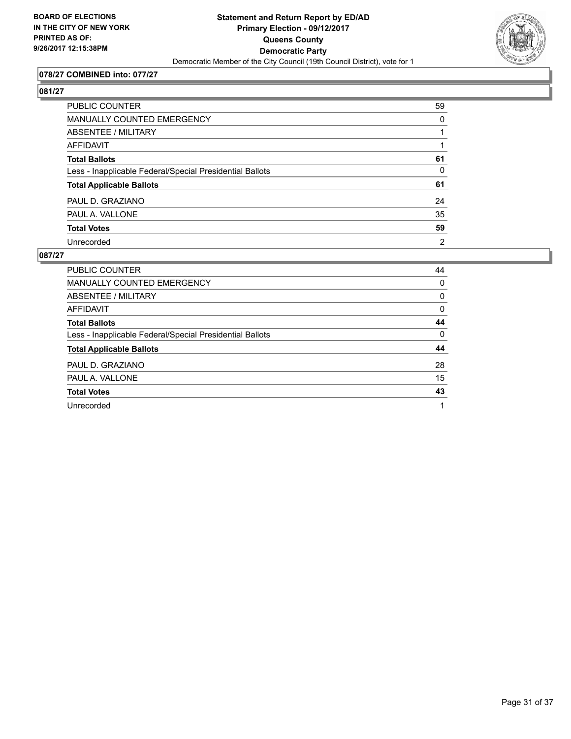**BOARD OF ELECTIONS IN THE CITY OF NEW YORK PRINTED AS OF: 9/26/2017 12:15:38PM**

# Statement and Return Report by ED/AD
## Primary Election - 09/12/2017
## Queens County
## Democratic Party
Democratic Member of the City Council (19th Council District), vote for 1

### 078/27 COMBINED into: 077/27

### 081/27

| | |
|---|---|
| PUBLIC COUNTER | 59 |
| MANUALLY COUNTED EMERGENCY | 0 |
| ABSENTEE / MILITARY | 1 |
| AFFIDAVIT | 1 |
| **Total Ballots** | **61** |
| Less - Inapplicable Federal/Special Presidential Ballots | 0 |
| **Total Applicable Ballots** | **61** |
| PAUL D. GRAZIANO | 24 |
| PAUL A. VALLONE | 35 |
| **Total Votes** | **59** |
| Unrecorded | 2 |

### 087/27

| | |
|---|---|
| PUBLIC COUNTER | 44 |
| MANUALLY COUNTED EMERGENCY | 0 |
| ABSENTEE / MILITARY | 0 |
| AFFIDAVIT | 0 |
| **Total Ballots** | **44** |
| Less - Inapplicable Federal/Special Presidential Ballots | 0 |
| **Total Applicable Ballots** | **44** |
| PAUL D. GRAZIANO | 28 |
| PAUL A. VALLONE | 15 |
| **Total Votes** | **43** |
| Unrecorded | 1 |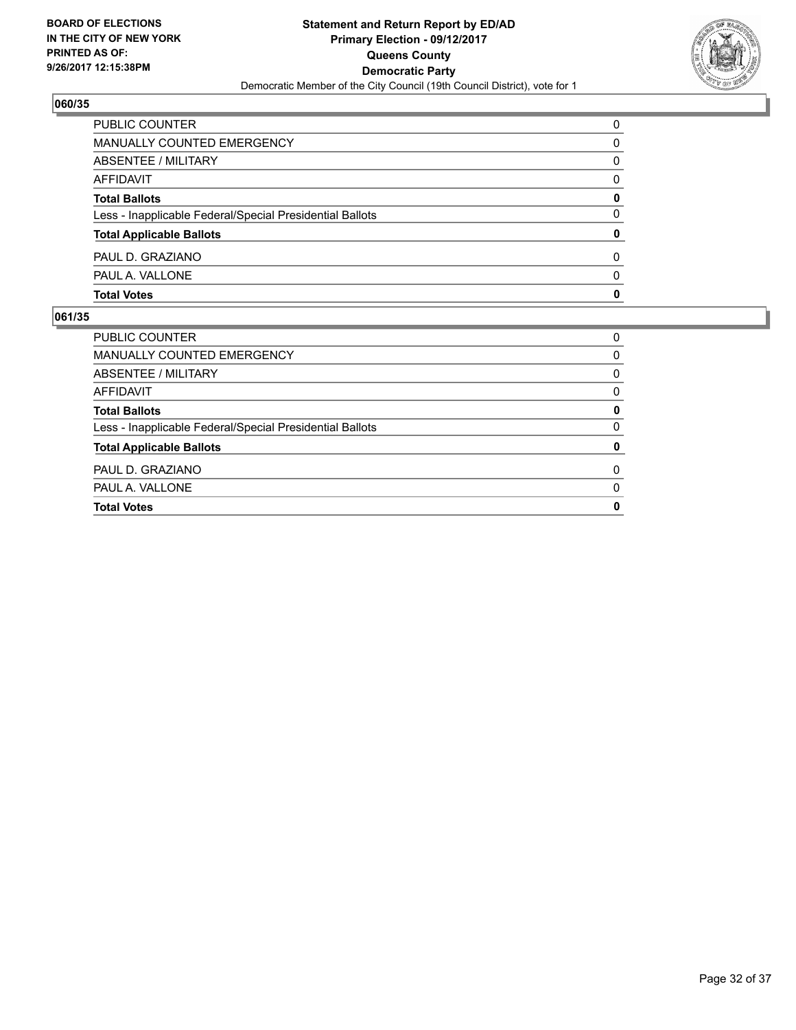## 060/35

| | |
|---|---|
| PUBLIC COUNTER | 0 |
| MANUALLY COUNTED EMERGENCY | 0 |
| ABSENTEE / MILITARY | 0 |
| AFFIDAVIT | 0 |
| **Total Ballots** | **0** |
| Less - Inapplicable Federal/Special Presidential Ballots | 0 |
| **Total Applicable Ballots** | **0** |
| PAUL D. GRAZIANO | 0 |
| PAUL A. VALLONE | 0 |
| **Total Votes** | **0** |

## 061/35

| | |
|---|---|
| PUBLIC COUNTER | 0 |
| MANUALLY COUNTED EMERGENCY | 0 |
| ABSENTEE / MILITARY | 0 |
| AFFIDAVIT | 0 |
| **Total Ballots** | **0** |
| Less - Inapplicable Federal/Special Presidential Ballots | 0 |
| **Total Applicable Ballots** | **0** |
| PAUL D. GRAZIANO | 0 |
| PAUL A. VALLONE | 0 |
| **Total Votes** | **0** |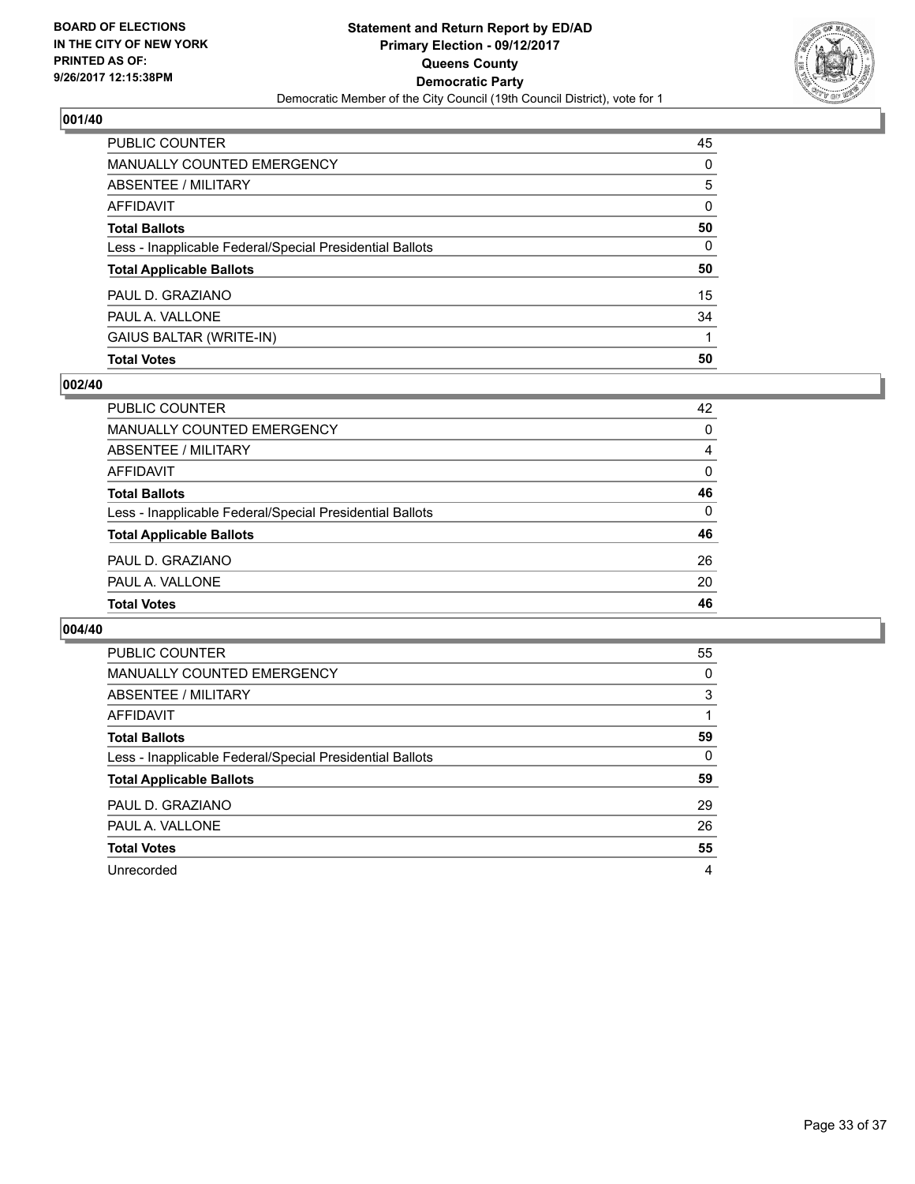**BOARD OF ELECTIONS IN THE CITY OF NEW YORK PRINTED AS OF: 9/26/2017 12:15:38PM**

# Statement and Return Report by ED/AD
## Primary Election - 09/12/2017
## Queens County
## Democratic Party
Democratic Member of the City Council (19th Council District), vote for 1

### 001/40

| | |
|---|---|
| PUBLIC COUNTER | 45 |
| MANUALLY COUNTED EMERGENCY | 0 |
| ABSENTEE / MILITARY | 5 |
| AFFIDAVIT | 0 |
| **Total Ballots** | **50** |
| Less - Inapplicable Federal/Special Presidential Ballots | 0 |
| **Total Applicable Ballots** | **50** |
| PAUL D. GRAZIANO | 15 |
| PAUL A. VALLONE | 34 |
| GAIUS BALTAR (WRITE-IN) | 1 |
| **Total Votes** | **50** |

### 002/40

| | |
|---|---|
| PUBLIC COUNTER | 42 |
| MANUALLY COUNTED EMERGENCY | 0 |
| ABSENTEE / MILITARY | 4 |
| AFFIDAVIT | 0 |
| **Total Ballots** | **46** |
| Less - Inapplicable Federal/Special Presidential Ballots | 0 |
| **Total Applicable Ballots** | **46** |
| PAUL D. GRAZIANO | 26 |
| PAUL A. VALLONE | 20 |
| **Total Votes** | **46** |

### 004/40

| | |
|---|---|
| PUBLIC COUNTER | 55 |
| MANUALLY COUNTED EMERGENCY | 0 |
| ABSENTEE / MILITARY | 3 |
| AFFIDAVIT | 1 |
| **Total Ballots** | **59** |
| Less - Inapplicable Federal/Special Presidential Ballots | 0 |
| **Total Applicable Ballots** | **59** |
| PAUL D. GRAZIANO | 29 |
| PAUL A. VALLONE | 26 |
| **Total Votes** | **55** |
| Unrecorded | 4 |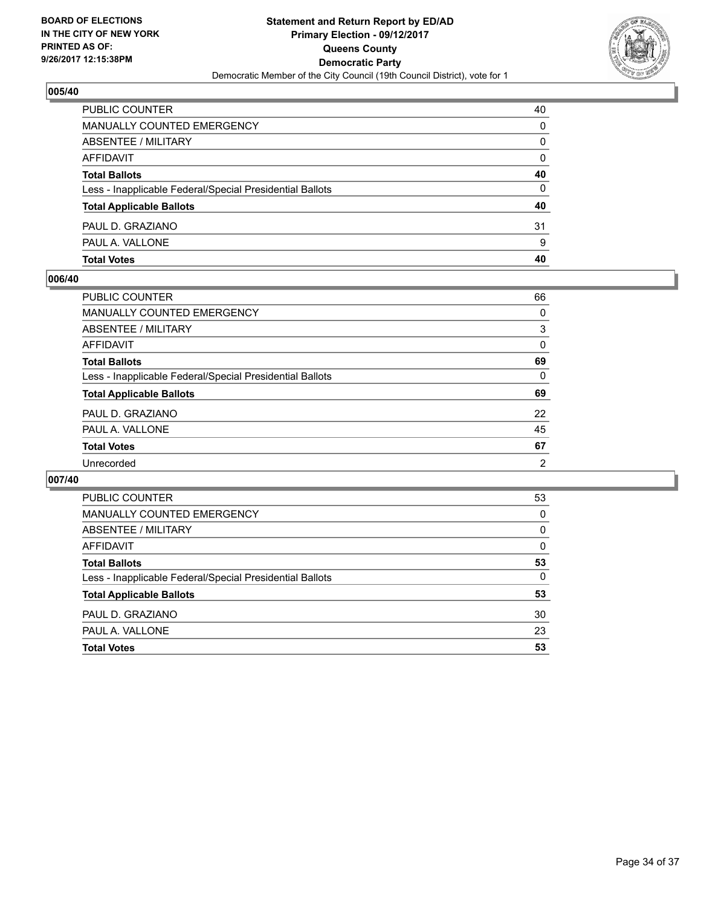### 005/40

| | |
|---|---|
| PUBLIC COUNTER | 40 |
| MANUALLY COUNTED EMERGENCY | 0 |
| ABSENTEE / MILITARY | 0 |
| AFFIDAVIT | 0 |
| **Total Ballots** | **40** |
| Less - Inapplicable Federal/Special Presidential Ballots | 0 |
| **Total Applicable Ballots** | **40** |
| PAUL D. GRAZIANO | 31 |
| PAUL A. VALLONE | 9 |
| **Total Votes** | **40** |

### 006/40

| | |
|---|---|
| PUBLIC COUNTER | 66 |
| MANUALLY COUNTED EMERGENCY | 0 |
| ABSENTEE / MILITARY | 3 |
| AFFIDAVIT | 0 |
| **Total Ballots** | **69** |
| Less - Inapplicable Federal/Special Presidential Ballots | 0 |
| **Total Applicable Ballots** | **69** |
| PAUL D. GRAZIANO | 22 |
| PAUL A. VALLONE | 45 |
| **Total Votes** | **67** |
| Unrecorded | 2 |

### 007/40

| | |
|---|---|
| PUBLIC COUNTER | 53 |
| MANUALLY COUNTED EMERGENCY | 0 |
| ABSENTEE / MILITARY | 0 |
| AFFIDAVIT | 0 |
| **Total Ballots** | **53** |
| Less - Inapplicable Federal/Special Presidential Ballots | 0 |
| **Total Applicable Ballots** | **53** |
| PAUL D. GRAZIANO | 30 |
| PAUL A. VALLONE | 23 |
| **Total Votes** | **53** |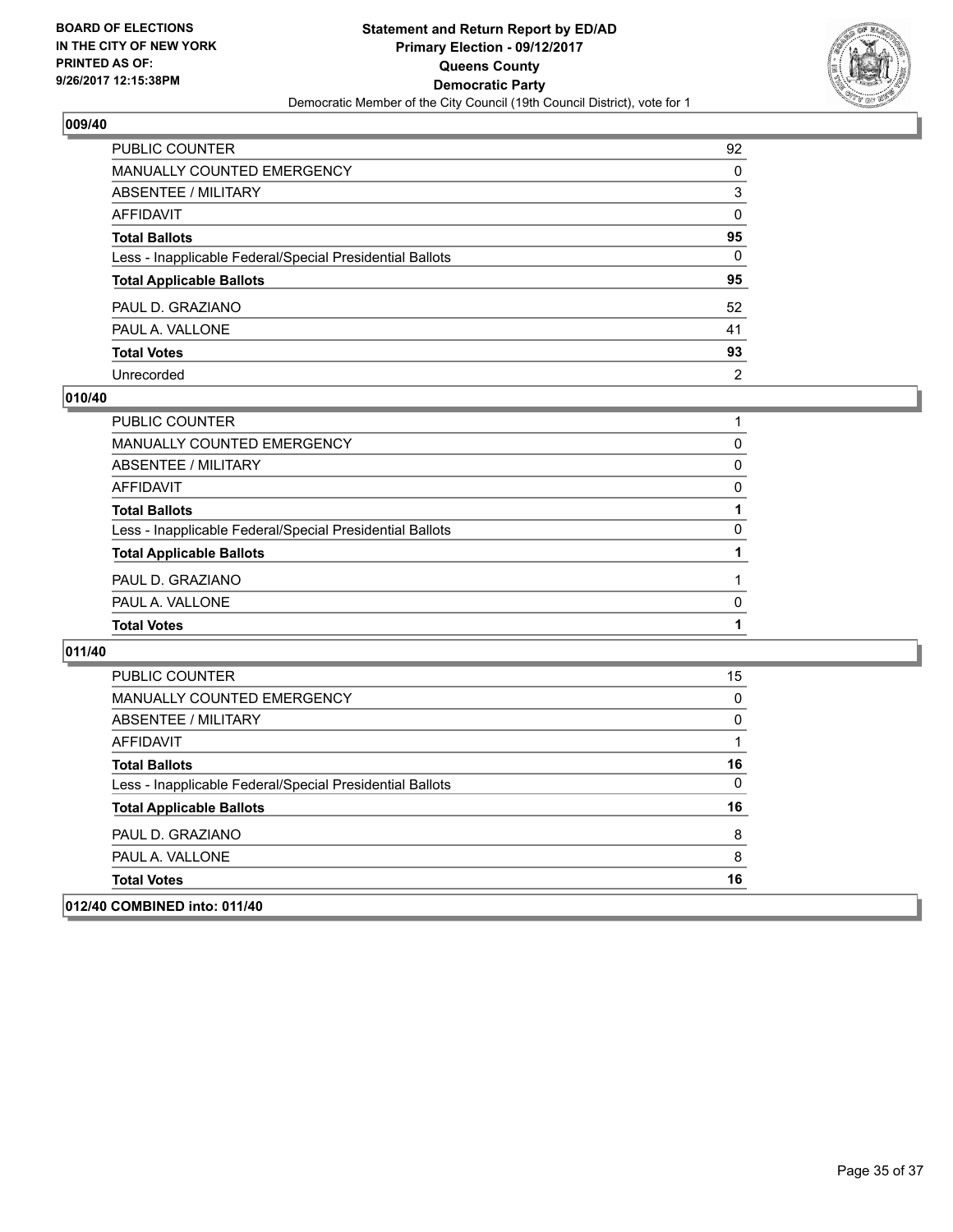**BOARD OF ELECTIONS IN THE CITY OF NEW YORK PRINTED AS OF: 9/26/2017 12:15:38PM**

**Statement and Return Report by ED/AD**
**Primary Election - 09/12/2017**
**Queens County**
**Democratic Party**
Democratic Member of the City Council (19th Council District), vote for 1

## 009/40

| | |
|---|---|
| PUBLIC COUNTER | 92 |
| MANUALLY COUNTED EMERGENCY | 0 |
| ABSENTEE / MILITARY | 3 |
| AFFIDAVIT | 0 |
| **Total Ballots** | **95** |
| Less - Inapplicable Federal/Special Presidential Ballots | 0 |
| **Total Applicable Ballots** | **95** |
| PAUL D. GRAZIANO | 52 |
| PAUL A. VALLONE | 41 |
| **Total Votes** | **93** |
| Unrecorded | 2 |

## 010/40

| | |
|---|---|
| PUBLIC COUNTER | 1 |
| MANUALLY COUNTED EMERGENCY | 0 |
| ABSENTEE / MILITARY | 0 |
| AFFIDAVIT | 0 |
| **Total Ballots** | **1** |
| Less - Inapplicable Federal/Special Presidential Ballots | 0 |
| **Total Applicable Ballots** | **1** |
| PAUL D. GRAZIANO | 1 |
| PAUL A. VALLONE | 0 |
| **Total Votes** | **1** |

## 011/40

| | |
|---|---|
| PUBLIC COUNTER | 15 |
| MANUALLY COUNTED EMERGENCY | 0 |
| ABSENTEE / MILITARY | 0 |
| AFFIDAVIT | 1 |
| **Total Ballots** | **16** |
| Less - Inapplicable Federal/Special Presidential Ballots | 0 |
| **Total Applicable Ballots** | **16** |
| PAUL D. GRAZIANO | 8 |
| PAUL A. VALLONE | 8 |
| **Total Votes** | **16** |

## 012/40 COMBINED into: 011/40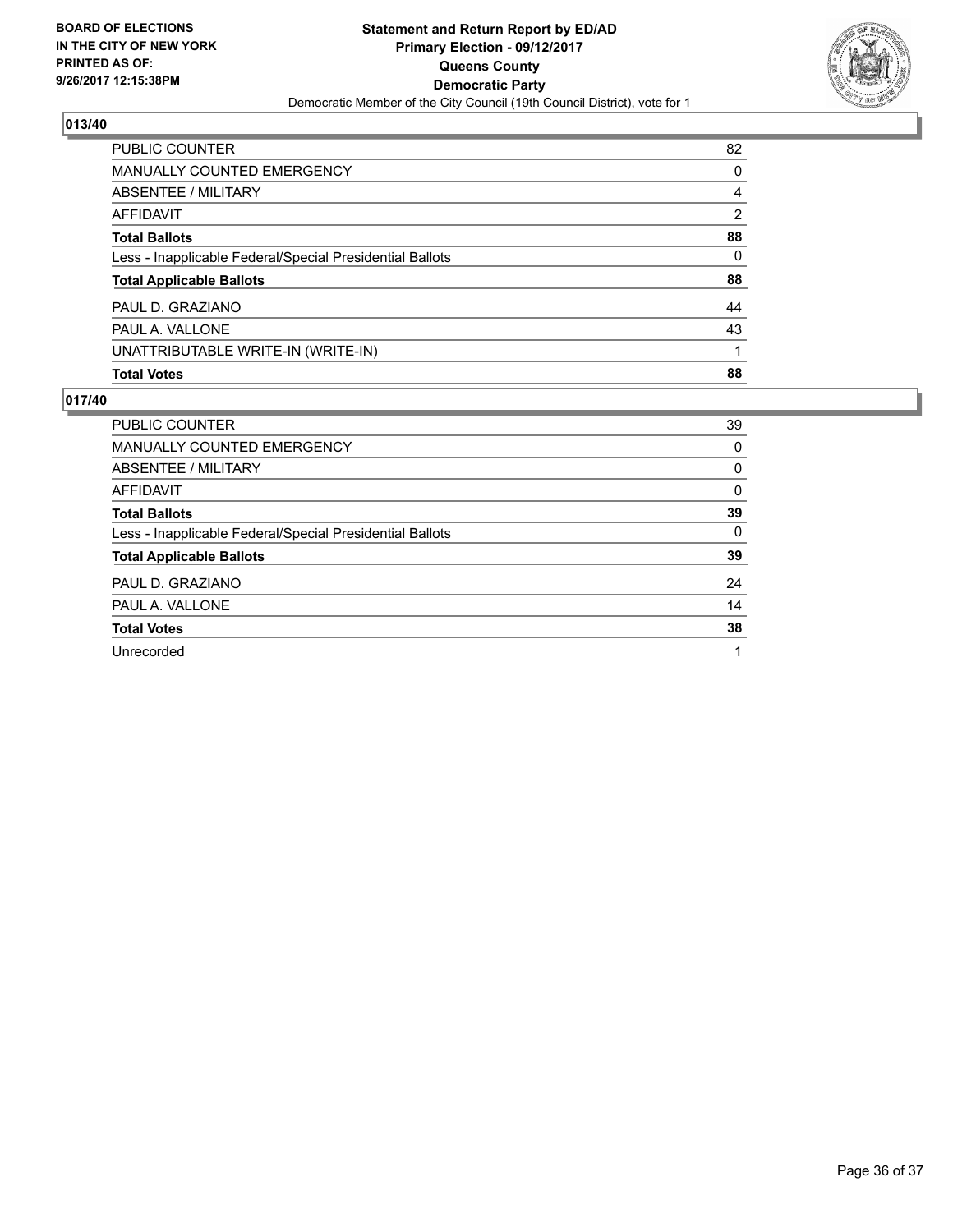BOARD OF ELECTIONS
IN THE CITY OF NEW YORK
PRINTED AS OF:
9/26/2017 12:15:38PM

**Statement and Return Report by ED/AD**
**Primary Election - 09/12/2017**
**Queens County**
**Democratic Party**
Democratic Member of the City Council (19th Council District), vote for 1

## 013/40

| | |
|---|---|
| PUBLIC COUNTER | 82 |
| MANUALLY COUNTED EMERGENCY | 0 |
| ABSENTEE / MILITARY | 4 |
| AFFIDAVIT | 2 |
| **Total Ballots** | **88** |
| Less - Inapplicable Federal/Special Presidential Ballots | 0 |
| **Total Applicable Ballots** | **88** |
| PAUL D. GRAZIANO | 44 |
| PAUL A. VALLONE | 43 |
| UNATTRIBUTABLE WRITE-IN (WRITE-IN) | 1 |
| **Total Votes** | **88** |

## 017/40

| | |
|---|---|
| PUBLIC COUNTER | 39 |
| MANUALLY COUNTED EMERGENCY | 0 |
| ABSENTEE / MILITARY | 0 |
| AFFIDAVIT | 0 |
| **Total Ballots** | **39** |
| Less - Inapplicable Federal/Special Presidential Ballots | 0 |
| **Total Applicable Ballots** | **39** |
| PAUL D. GRAZIANO | 24 |
| PAUL A. VALLONE | 14 |
| **Total Votes** | **38** |
| Unrecorded | 1 |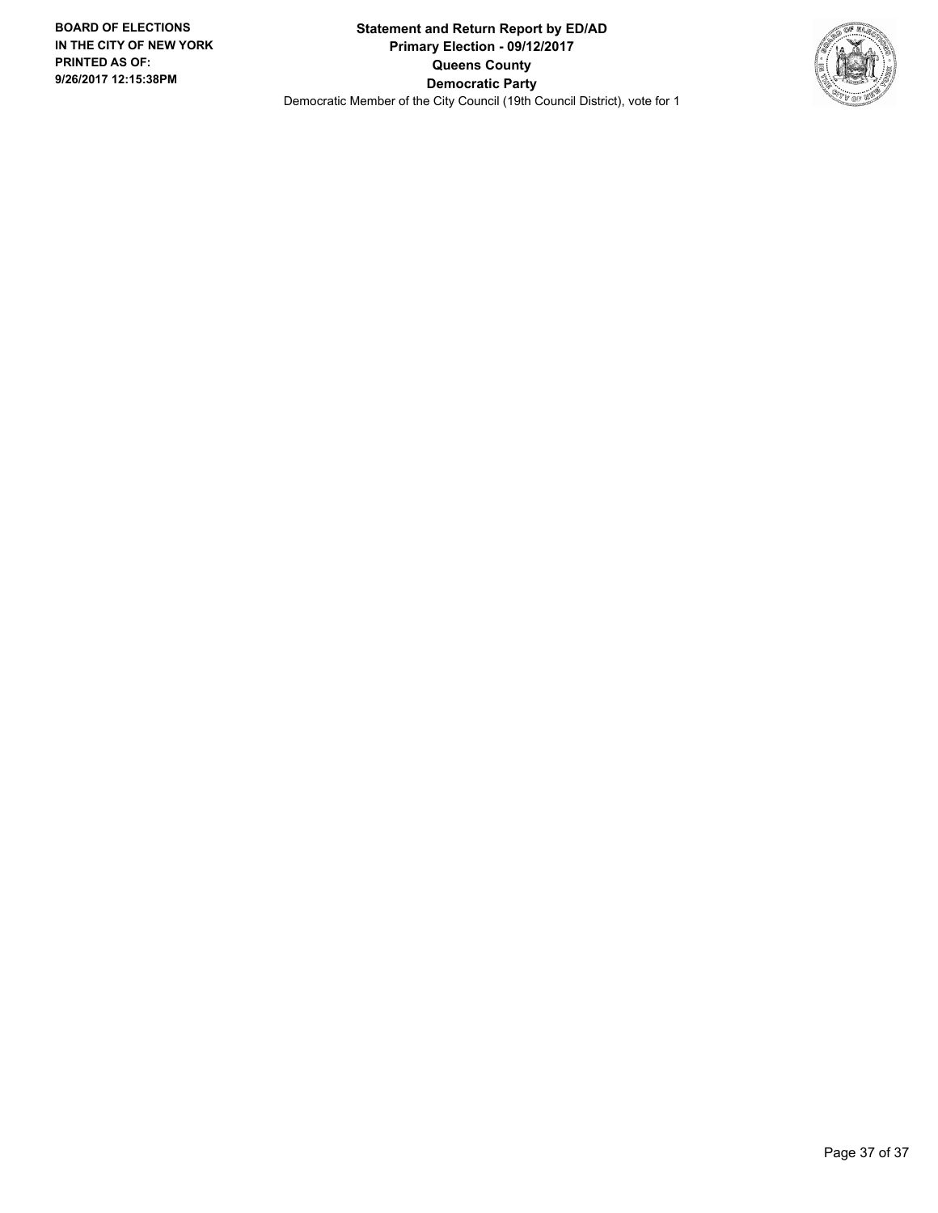**BOARD OF ELECTIONS IN THE CITY OF NEW YORK PRINTED AS OF: 9/26/2017 12:15:38PM**

**Statement and Return Report by ED/AD**
**Primary Election - 09/12/2017**
**Queens County**
**Democratic Party**
Democratic Member of the City Council (19th Council District), vote for 1